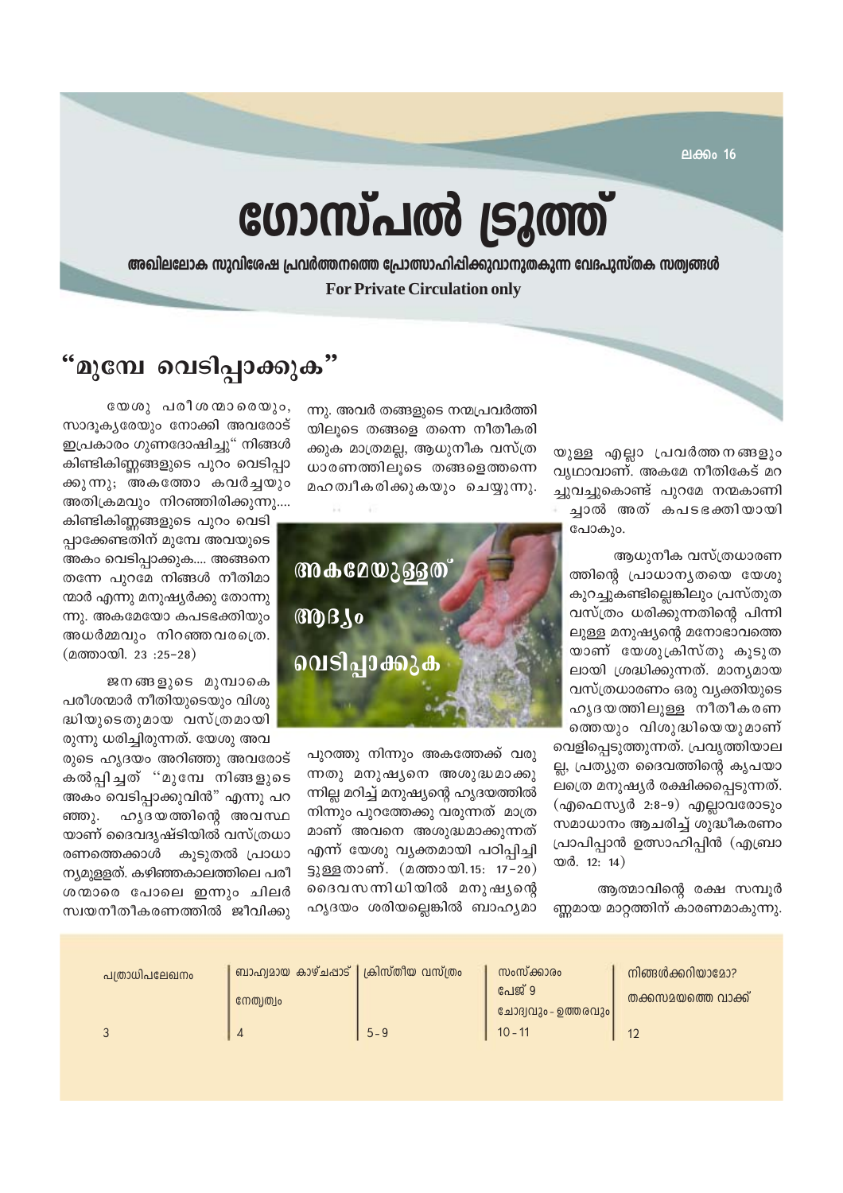ലക്കം 16

# ഗോസ്പൽ ട്രൂത്ത്

**അഖിലലോക സുവിശേഷ പ്രവർത്തനത്തെ പ്രോത്സാഹിപ്പിക്കുവാനുതകുന്ന വേദപുസ്തക സത്യങ്ങൾ**

**For Private Circulation only**

## "മുമ്പേ വെടിപ്പാക്കുക"

യേശു പരീശന്മാരെയും, സാദൂക്യരേയും നോക്കി അവരോട് ഇപ്രകാരം ഗുണദോഷിച്ചു" നിങ്ങൾ കിണ്ടികിണ്ണങ്ങളുടെ പുറം വെടിപ്പാക്കുന്നു; അകത്തോ കവർച്ചയും അതിക്രമവും നിറഞ്ഞിരിക്കുന്നു.... കിണ്ടികിണ്ണങ്ങളുടെ പുറം വെടിപ്പാക്കേണ്ടതിന് മുമ്പേ അവയുടെ അകം വെടിപ്പാക്കുക.... അങ്ങനെ തന്നേ പുറമേ നിങ്ങൾ നീതിമാന്മാർ എന്നു മനുഷ്യർക്കു തോന്നുന്നു. അകമേയോ കപടഭക്തിയും അധർമ്മവും നിറഞ്ഞവരത്രെ. (മത്തായി. 23 :25-28)

ജനങ്ങളുടെ മുമ്പാകെ പരീശന്മാർ നീതിയുടെയും വിശുദ്ധിയുടെതുമായ വസ്ത്രമായിരുന്നു ധരിച്ചിരുന്നത്. യേശു അവരുടെ ഹൃദയം അറിഞ്ഞു അവരോട് കൽപ്പിച്ചത് "മുമ്പേ നിങ്ങളുടെ അകം വെടിപ്പാക്കുവിൻ" എന്നു പറഞ്ഞു. ഹൃദയത്തിന്റെ അവസ്ഥയാണ് ദൈവദൃഷ്ടിയിൽ വസ്ത്രധാരണത്തെക്കാൾ കൂടുതൽ പ്രാധാന്യമുള്ളത്. കഴിഞ്ഞകാലത്തിലെ പരീശന്മാരെ പോലെ ഇന്നും ചിലർ സ്വയനീതീകരണത്തിൽ ജീവിക്കുന്നു. അവർ തങ്ങളുടെ നന്മപ്രവർത്തിയിലൂടെ തങ്ങളെ തന്നെ നീതീകരിക്കുക മാത്രമല്ല, ആധുനീക വസ്ത്രധാരണത്തിലൂടെ തങ്ങളെത്തന്നെ മഹത്വീകരിക്കുകയും ചെയ്യുന്നു.

**അകമേയുള്ളത് ആദ്യം വെടിപ്പാക്കുക**

പുറത്തു നിന്നും അകത്തേക്ക് വരുന്നതു മനുഷ്യനെ അശുദ്ധമാക്കുന്നില്ല മറിച്ച് മനുഷ്യന്റെ ഹൃദയത്തിൽ നിന്നും പുറത്തേക്കു വരുന്നത് മാത്രമാണ് അവനെ അശുദ്ധമാക്കുന്നത് എന്ന് യേശു വ്യക്തമായി പഠിപ്പിച്ചിട്ടുള്ളതാണ്. (മത്തായി.15: 17-20) ദൈവസന്നിധിയിൽ മനുഷ്യന്റെ ഹൃദയം ശരിയല്ലെങ്കിൽ ബാഹ്യമായുള്ള എല്ലാ പ്രവർത്തനങ്ങളും വ്യഥാവാണ്. അകമേ നീതികേട് മറച്ചുവച്ചുകൊണ്ട് പുറമേ നന്മകാണിച്ചാൽ അത് കപടഭക്തിയായി പോകും.

ആധുനീക വസ്ത്രധാരണത്തിന്റെ പ്രാധാന്യതയെ യേശു കുറച്ചുകണ്ടില്ലെങ്കിലും പ്രസ്തുത വസ്ത്രം ധരിക്കുന്നതിന്റെ പിന്നിലുള്ള മനുഷ്യന്റെ മനോഭാവത്തെയാണ് യേശുക്രിസ്തു കൂടുതലായി ശ്രദ്ധിക്കുന്നത്. മാന്യമായ വസ്ത്രധാരണം ഒരു വ്യക്തിയുടെ ഹൃദയത്തിലുള്ള നീതീകരണത്തെയും വിശുദ്ധിയെയുമാണ് വെളിപ്പെടുത്തുന്നത്. പ്രവൃത്തിയാലല്ല, പ്രത്യുത ദൈവത്തിന്റെ കൃപയാലത്രെ മനുഷ്യർ രക്ഷിക്കപ്പെടുന്നത്. (എഫെസ്യർ 2:8-9) എല്ലാവരോടും സമാധാനം ആചരിച്ച് ശുദ്ധീകരണം പ്രാപിപ്പാൻ ഉത്സാഹിപ്പിൻ (എബ്രായർ. 12: 14)

ആത്മാവിന്റെ രക്ഷ സമ്പൂർണ്ണമായ മാറ്റത്തിന് കാരണമാകുന്നു.

| പത്രാധിപലേഖനം | ബാഹ്യമായ കാഴ്ചപ്പാട് നേതൃത്വം | ക്രിസ്തീയ വസ്ത്രം | സംസ്ക്കാരം പേജ് 9 ചോദ്യവും - ഉത്തരവും | നിങ്ങൾക്കറിയാമോ? തക്കസമയത്തെ വാക്ക് |
|---|---|---|---|---|
| 3 | 4 | 5 - 9 | 10 - 11 | 12 |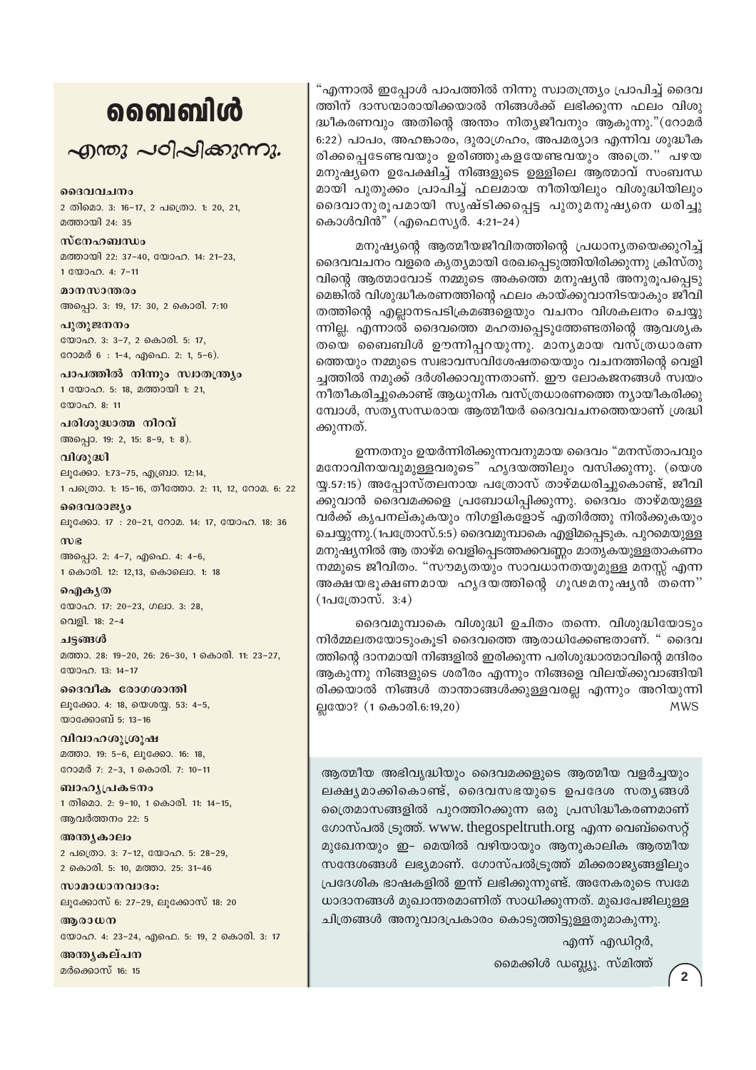# ബൈബിൾ

## എന്തു പഠിപ്പിക്കുന്നു.

**ദൈവവചനം**
2 തിമൊ. 3: 16–17, 2 പത്രൊ. 1: 20, 21, മത്തായി 24: 35

**സ്നേഹബന്ധം**
മത്തായി 22: 37–40, യോഹ. 14: 21–23, 1 യോഹ. 4: 7–11

**മാനസാന്തരം**
അപ്പൊ. 3: 19, 17: 30, 2 കൊരി. 7:10

**പുതുജനനം**
യോഹ. 3: 3–7, 2 കൊരി. 5: 17, റോമർ 6 : 1–4, എഫെ. 2: 1, 5–6).

**പാപത്തിൽ നിന്നും സ്വാതന്ത്ര്യം**
1 യോഹ. 5: 18, മത്തായി 1: 21, യോഹ. 8: 11

**പരിശുദ്ധാത്മ നിറവ്**
അപ്പൊ. 19: 2, 15: 8–9, 1: 8).

**വിശുദ്ധി**
ലൂക്കോ. 1:73–75, എബ്രാ. 12:14, 1 പത്രൊ. 1: 15–16, തീത്തോ. 2: 11, 12, റോമ. 6: 22

**ദൈവരാജ്യം**
ലൂക്കോ. 17 : 20–21, റോമ. 14: 17, യോഹ. 18: 36

**സഭ**
അപ്പൊ. 2: 4–7, എഫെ. 4: 4–6, 1 കൊരി. 12: 12,13, കൊലൊ. 1: 18

**ഐക്യത**
യോഹ. 17: 20–23, ഗലാ. 3: 28, വെളി. 18: 2–4

**ചട്ടങ്ങൾ**
മത്താ. 28: 19–20, 26: 26–30, 1 കൊരി. 11: 23–27, യോഹ. 13: 14–17

**ദൈവീക രോഗശാന്തി**
ലൂക്കോ. 4: 18, യെശയ്യ. 53: 4–5, യാക്കോബ് 5: 13–16

**വിവാഹശുശ്രൂഷ**
മത്താ. 19: 5–6, ലൂക്കോ. 16: 18, റോമർ 7: 2–3, 1 കൊരി. 7: 10–11

**ബാഹ്യപ്രകടനം**
1 തിമൊ. 2: 9–10, 1 കൊരി. 11: 14–15, ആവർത്തനം 22: 5

**അന്ത്യകാലം**
2 പത്രൊ. 3: 7–12, യോഹ. 5: 28–29, 2 കൊരി. 5: 10, മത്താ. 25: 31–46

**സാമാധാനവാദം:**
ലൂക്കോസ് 6: 27–29, ലൂക്കോസ് 18: 20

**ആരാധന**
യോഹ. 4: 23–24, എഫെ. 5: 19, 2 കൊരി. 3: 17

**അന്ത്യകല്പന**
മർക്കൊസ് 16: 15

"എന്നാൽ ഇപ്പോൾ പാപത്തിൽ നിന്നു സ്വാതന്ത്ര്യം പ്രാപിച്ച് ദൈവത്തിന് ദാസന്മാരായിക്കയാൽ നിങ്ങൾക്ക് ലഭിക്കുന്ന ഫലം വിശുദ്ധീകരണവും അതിന്റെ അന്തം നിത്യജീവനും ആകുന്നു."(റോമർ 6:22) പാപം, അഹങ്കാരം, ദുരാഗ്രഹം, അപമര്യാദ എന്നിവ ശുദ്ധീകരിക്കപ്പെടേണ്ടവയും ഉരിഞ്ഞുകളയേണ്ടവയും അത്രെ." പഴയ മനുഷ്യനെ ഉപേക്ഷിച്ച് നിങ്ങളുടെ ഉള്ളിലെ ആത്മാവ് സംബന്ധമായി പുതുക്കം പ്രാപിച്ച് ഫലമായ നീതിയിലും വിശുദ്ധിയിലും ദൈവാനുരൂപമായി സൃഷ്ടിക്കപ്പെട്ട പുതുമനുഷ്യനെ ധരിച്ചുകൊൾവിൻ" (എഫെസ്യർ. 4:21–24)

മനുഷ്യന്റെ ആത്മീയജീവിതത്തിന്റെ പ്രധാന്യതയെക്കുറിച്ച് ദൈവവചനം വളരെ കൃത്യമായി രേഖപ്പെടുത്തിയിരിക്കുന്നു ക്രിസ്തുവിന്റെ ആത്മാവോട് നമ്മുടെ അകത്തെ മനുഷ്യൻ അനുരൂപപ്പെടുമെങ്കിൽ വിശുദ്ധീകരണത്തിന്റെ ഫലം കായ്ക്കുവാനിടയാകും ജീവിതത്തിന്റെ എല്ലാനടപടിക്രമങ്ങളെയും വചനം വിശകലനം ചെയ്യുന്നില്ല. എന്നാൽ ദൈവത്തെ മഹത്വപ്പെടുത്തേണ്ടതിന്റെ ആവശ്യകതയെ ബൈബിൾ ഊന്നിപ്പറയുന്നു. മാന്യമായ വസ്ത്രധാരണത്തെയും നമ്മുടെ സ്വഭാവസവിശേഷതയെയും വചനത്തിന്റെ വെളിച്ചത്തിൽ നമുക്ക് ദർശിക്കാവുന്നതാണ്. ഈ ലോകജനങ്ങൾ സ്വയം നീതീകരിച്ചുകൊണ്ട് ആധുനിക വസ്ത്രധാരണത്തെ ന്യായീകരിക്കുമ്പോൾ, സത്യസന്ധരായ ആത്മീയർ ദൈവവചനത്തെയാണ് ശ്രദ്ധിക്കുന്നത്.

ഉന്നതനും ഉയർന്നിരിക്കുന്നവനുമായ ദൈവം "മനസ്താപവും മനോവിനയവുമുള്ളവരുടെ" ഹൃദയത്തിലും വസിക്കുന്നു. (യെശയ്യ.57:15) അപ്പോസ്തലനായ പത്രോസ് താഴ്മധരിച്ചുകൊണ്ട്, ജീവിക്കുവാൻ ദൈവമക്കളെ പ്രബോധിപ്പിക്കുന്നു. ദൈവം താഴ്മയുള്ളവർക്ക് കൃപനല്കുകയും നിഗളികളോട് എതിർത്തു നിൽക്കുകയും ചെയ്യുന്നു.(1പത്രോസ്.5:5) ദൈവമുമ്പാകെ എളിമപ്പെടുക. പുറമെയുള്ള മനുഷ്യനിൽ ആ താഴ്മ വെളിപ്പെടത്തക്കവണ്ണം മാതൃകയുള്ളതാകണം നമ്മുടെ ജീവിതം. "സൗമ്യതയും സാവധാനതയുമുള്ള മനസ്സ് എന്ന അക്ഷയഭൂഷണമായ ഹൃദയത്തിന്റെ ഗൂഢമനുഷ്യൻ തന്നെ" (1പത്രോസ്. 3:4)

ദൈവമുമ്പാകെ വിശുദ്ധി ഉചിതം തന്നെ. വിശുദ്ധിയോടും നിർമ്മലതയോടുംകൂടി ദൈവത്തെ ആരാധിക്കേണ്ടതാണ്. " ദൈവത്തിന്റെ ദാനമായി നിങ്ങളിൽ ഇരിക്കുന്ന പരിശുദ്ധാത്മാവിന്റെ മന്ദിരം ആകുന്നു നിങ്ങളുടെ ശരീരം എന്നും നിങ്ങളെ വിലയ്ക്കുവാങ്ങിയിരിക്കയാൽ നിങ്ങൾ താന്താങ്ങൾക്കുള്ളവരല്ല എന്നും അറിയുന്നില്ലയോ? (1 കൊരി.6:19,20)

MWS

ആത്മീയ അഭിവൃദ്ധിയും ദൈവമക്കളുടെ ആത്മീയ വളർച്ചയും ലക്ഷ്യമാക്കികൊണ്ട്, ദൈവസഭയുടെ ഉപദേശ സത്യങ്ങൾ ത്രൈമാസങ്ങളിൽ പുറത്തിറക്കുന്ന ഒരു പ്രസിദ്ധീകരണമാണ് ഗോസ്പൽ ട്രൂത്ത്. www.thegospeltruth.org എന്ന വെബ്സൈറ്റ് മുഖേനയും ഇ- മെയിൽ വഴിയായും ആനുകാലിക ആത്മീയ സന്ദേശങ്ങൾ ലഭ്യമാണ്. ഗോസ്പൽട്രൂത്ത് മിക്കരാജ്യങ്ങളിലും പ്രാദേശിക ഭാഷകളിൽ ഇന്ന് ലഭിക്കുന്നുണ്ട്. അനേകരുടെ സ്വമേധാദാനങ്ങൾ മുഖാന്തരമാണിത് സാധിക്കുന്നത്. മുഖപേജിലുള്ള ചിത്രങ്ങൾ അനുവാദപ്രകാരം കൊടുത്തിട്ടുള്ളതുമാകുന്നു.

എന്ന് എഡിറ്റർ,

മൈക്കിൾ ഡബ്ല്യൂ. സ്മിത്ത്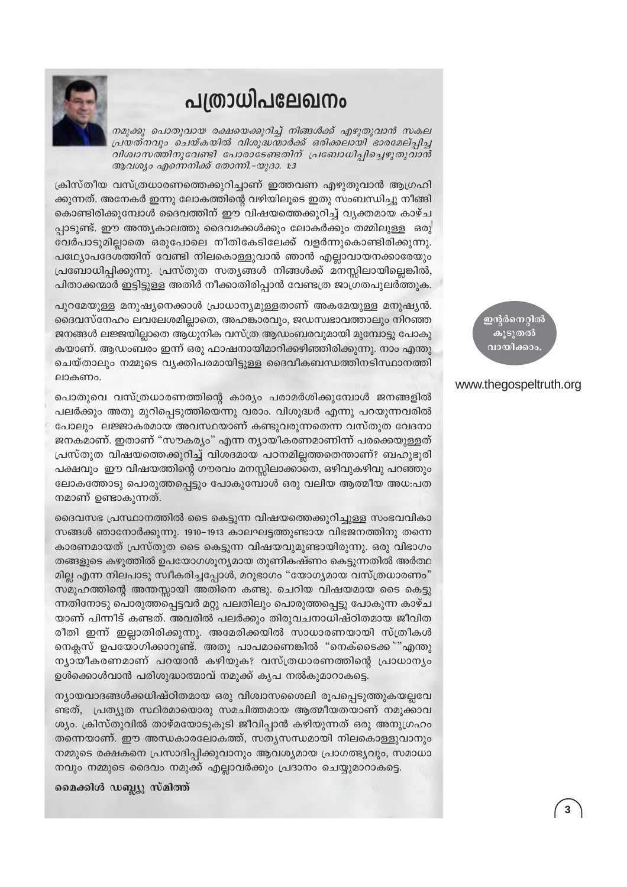# പത്രാധിപലേഖനം

*നമുക്കു പൊതുവായ രക്ഷയെക്കുറിച്ച് നിങ്ങൾക്ക് എഴുതുവാൻ സകല പ്രയത്നവും ചെയ്കയിൽ വിശുദ്ധന്മാർക്ക് ഒരിക്കലായി ഭാരമേല്പിച്ച വിശ്വാസത്തിനുവേണ്ടി പോരാടേണ്ടതിന് പ്രബോധിപ്പിച്ചെഴുതുവാൻ ആവശ്യം എന്നെനിക്ക് തോന്നി.-യൂദാ. 1:3*

ക്രിസ്തീയ വസ്ത്രധാരണത്തെക്കുറിച്ചാണ് ഇത്തവണ എഴുതുവാൻ ആഗ്രഹിക്കുന്നത്. അനേകർ ഇന്നു ലോകത്തിന്റെ വഴിയിലൂടെ ഇതു സംബന്ധിച്ചു നീങ്ങികൊണ്ടിരിക്കുമ്പോൾ ദൈവത്തിന് ഈ വിഷയത്തെക്കുറിച്ച് വ്യക്തമായ കാഴ്ചപ്പാടുണ്ട്. ഈ അന്ത്യകാലത്തു ദൈവമക്കൾക്കും ലോകർക്കും തമ്മിലുള്ള ഒരു വേർപാടുമില്ലാതെ ഒരുപോലെ നീതികേടിലേക്ക് വളർന്നുകൊണ്ടിരിക്കുന്നു. പത്ഥ്യോപദേശത്തിന് വേണ്ടി നിലകൊള്ളുവാൻ ഞാൻ എല്ലാവായനക്കാരേയും പ്രബോധിപ്പിക്കുന്നു. പ്രസ്തുത സത്യങ്ങൾ നിങ്ങൾക്ക് മനസ്സിലായില്ലെങ്കിൽ, പിതാക്കന്മാർ ഇട്ടിട്ടുള്ള അതിർ നീക്കാതിരിപ്പാൻ വേണ്ടത്ര ജാഗ്രതപുലർത്തുക.

പുറമേയുള്ള മനുഷ്യനെക്കാൾ പ്രാധാന്യമുള്ളതാണ് അകമേയുള്ള മനുഷ്യൻ. ദൈവസ്നേഹം ലവലേശമില്ലാതെ, അഹങ്കാരവും, ജഡസ്വഭാവത്താലും നിറഞ്ഞ ജനങ്ങൾ ലജ്ജയില്ലാതെ ആധുനിക വസ്ത്ര ആഡംബരവുമായി മുമ്പോട്ടു പോകുകയാണ്. ആഡംബരം ഇന്ന് ഒരു ഫാഷനായിമാറിക്കഴിഞ്ഞിരിക്കുന്നു. നാം എന്തു ചെയ്താലും നമ്മുടെ വ്യക്തിപരമായിട്ടുള്ള ദൈവീകബന്ധത്തിനടിസ്ഥാനത്തിലാകണം.

പൊതുവെ വസ്ത്രധാരണത്തിന്റെ കാര്യം പരാമർശിക്കുമ്പോൾ ജനങ്ങളിൽ പലർക്കും അതു മുറിപ്പെടുത്തിയെന്നു വരാം. വിശുദ്ധർ എന്നു പറയുന്നവരിൽ പോലും ലജ്ജാകരമായ അവസ്ഥയാണ് കണ്ടുവരുന്നതെന്ന വസ്തുത വേദനാജനകമാണ്. ഇതാണ് "സൗകര്യം" എന്ന ന്യായീകരണമാണിന്ന് പരക്കെയുള്ളത് പ്രസ്തുത വിഷയത്തെക്കുറിച്ച് വിശദമായ പഠനമില്ലത്തതെന്താണ്? ബഹുഭൂരിപക്ഷവും ഈ വിഷയത്തിന്റെ ഗൗരവം മനസ്സിലാക്കാതെ, ഒഴിവുകഴിവു പറഞ്ഞും ലോകത്തോടു പൊരുത്തപ്പെട്ടും പോകുമ്പോൾ ഒരു വലിയ ആത്മീയ അധ:പതനമാണ് ഉണ്ടാകുന്നത്.

ദൈവസഭ പ്രസ്ഥാനത്തിൽ ടൈ കെട്ടുന്ന വിഷയത്തെക്കുറിച്ചുള്ള സംഭവവികാസങ്ങൾ ഞാനോർക്കുന്നു. 1910-1913 കാലഘട്ടത്തുണ്ടായ വിഭജനത്തിനു തന്നെ കാരണമായത് പ്രസ്തുത ടൈ കെട്ടുന്ന വിഷയവുമുണ്ടായിരുന്നു. ഒരു വിഭാഗം തങ്ങളുടെ കഴുത്തിൽ ഉപയോഗശൂന്യമായ തുണികഷ്ണം കെട്ടുന്നതിൽ അർത്ഥമില്ല എന്ന നിലപാടു സ്വീകരിച്ചപ്പോൾ, മറുഭാഗം "യോഗ്യമായ വസ്ത്രധാരണം" സമൂഹത്തിന്റെ അന്തസ്സായി അതിനെ കണ്ടു. ചെറിയ വിഷയമായ ടൈ കെട്ടുന്നതിനോടു പൊരുത്തപ്പെട്ടവർ മറ്റു പലതിലും പൊരുത്തപ്പെട്ടു പോകുന്ന കാഴ്ചയാണ് പിന്നീട് കണ്ടത്. അവരിൽ പലർക്കും തിരുവചനാധിഷ്ഠിതമായ ജീവിതരീതി ഇന്ന് ഇല്ലാതിരിക്കുന്നു. അമേരിക്കയിൽ സാധാരണയായി സ്ത്രീകൾ നെക്ലസ് ഉപയോഗിക്കാറുണ്ട്. അതു പാപമാണെങ്കിൽ "നെക്ടൈക്ക്" എന്തു ന്യായീകരണമാണ് പറയാൻ കഴിയുക? വസ്ത്രധാരണത്തിന്റെ പ്രാധാന്യം ഉൾക്കൊൾവാൻ പരിശുദ്ധാത്മാവ് നമുക്ക് കൃപ നൽകുമാറാകട്ടെ.

ന്യായവാദങ്ങൾക്കധിഷ്ഠിതമായ ഒരു വിശ്വാസശൈലി രൂപപ്പെടുത്തുകയല്ലവേണ്ടത്, പ്രത്യുത സ്ഥിരമായൊരു സമചിത്തമായ ആത്മീയതയാണ് നമുക്കാവശ്യം. ക്രിസ്തുവിൽ താഴ്മയോടുകൂടി ജീവിപ്പാൻ കഴിയുന്നത് ഒരു അനുഗ്രഹം തന്നെയാണ്. ഈ അന്ധകാരലോകത്ത്, സത്യസന്ധമായി നിലകൊള്ളുവാനും നമ്മുടെ രക്ഷകനെ പ്രസാദിപ്പിക്കുവാനും ആവശ്യമായ പ്രാഗത്ഭ്യവും, സമാധാനവും നമ്മുടെ ദൈവം നമുക്ക് എല്ലാവർക്കും പ്രദാനം ചെയ്യുമാറാകട്ടെ.

**മൈക്കിൾ ഡബ്ല്യൂ സ്മിത്ത്**

ഇന്റർനെറ്റിൽ കൂടുതൽ വായിക്കാം.

www.thegospeltruth.org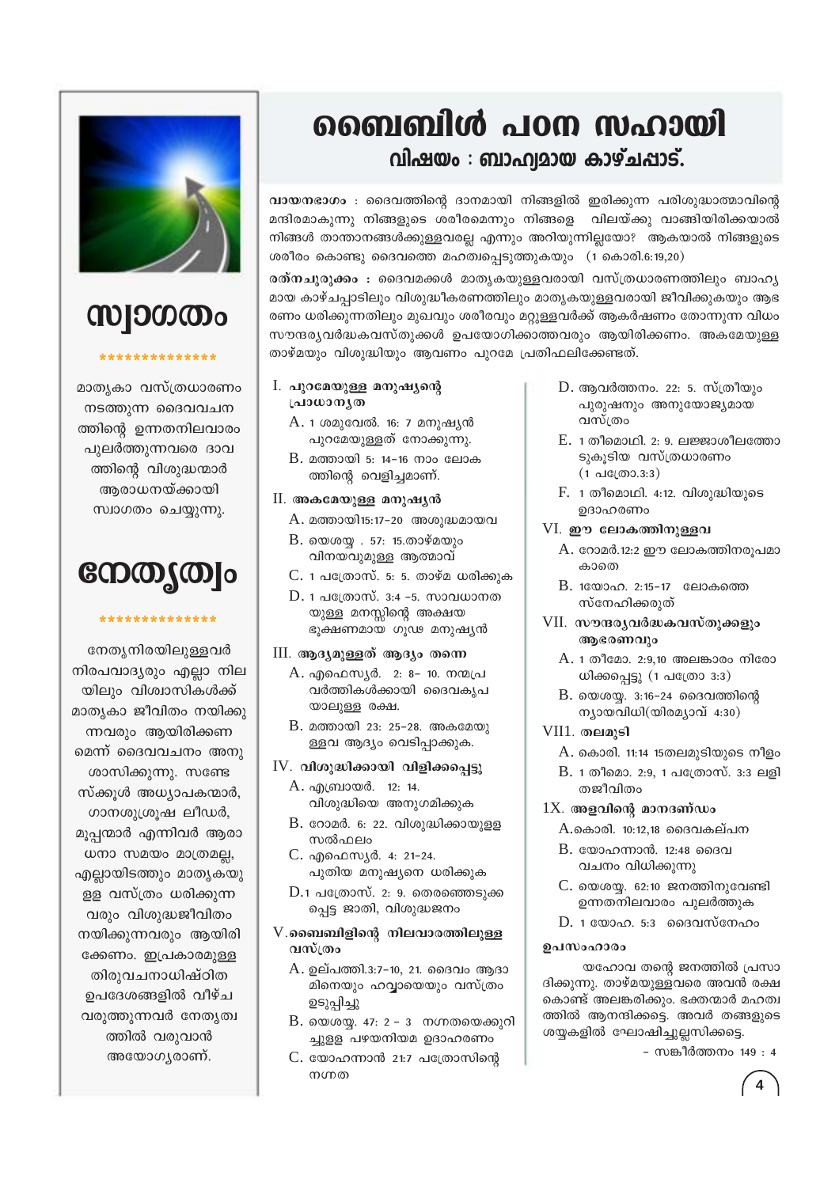# ബൈബിൾ പഠന സഹായി

## വിഷയം : ബാഹ്യമായ കാഴ്ചപ്പാട്.

**വായനഭാഗം** : ദൈവത്തിന്റെ ദാനമായി നിങ്ങളിൽ ഇരിക്കുന്ന പരിശുദ്ധാത്മാവിന്റെ മന്ദിരമാകുന്നു നിങ്ങളുടെ ശരീരമെന്നും നിങ്ങളെ വിലയ്ക്കു വാങ്ങിയിരിക്കയാൽ നിങ്ങൾ താന്താനങ്ങൾക്കുള്ളവരല്ല എന്നും അറിയുന്നില്ലയോ? ആകയാൽ നിങ്ങളുടെ ശരീരം കൊണ്ടു ദൈവത്തെ മഹത്വപ്പെടുത്തുകയും (1 കൊരി.6:19,20)

**രത്നചുരുക്കം** : ദൈവമക്കൾ മാതൃകയുള്ളവരായി വസ്ത്രധാരണത്തിലും ബാഹ്യമായ കാഴ്ചപ്പാടിലും വിശുദ്ധീകരണത്തിലും മാതൃകയുള്ളവരായി ജീവിക്കുകയും ആഭരണം ധരിക്കുന്നതിലും മുഖവും ശരീരവും മറ്റുള്ളവർക്ക് ആകർഷണം തോന്നുന്ന വിധം സൗന്ദര്യവർദ്ധകവസ്തുക്കൾ ഉപയോഗിക്കാത്തവരും ആയിരിക്കണം. അകമേയുള്ള താഴ്മയും വിശുദ്ധിയും ആവണം പുറമേ പ്രതിഫലിക്കേണ്ടത്.

**I. പുറമേയുള്ള മനുഷ്യന്റെ പ്രാധാന്യത**

- A. 1 ശമുവേൽ. 16: 7 മനുഷ്യൻ പുറമേയുള്ളത് നോക്കുന്നു.
- B. മത്തായി 5: 14–16 നാം ലോകത്തിന്റെ വെളിച്ചമാണ്.

**II. അകമേയുള്ള മനുഷ്യൻ**

- A. മത്തായി15:17–20 അശുദ്ധമായവ
- B. യെശയ്യ . 57: 15.താഴ്മയും വിനയവുമുള്ള ആത്മാവ്
- C. 1 പത്രോസ്. 5: 5. താഴ്മ ധരിക്കുക
- D. 1 പത്രോസ്. 3:4 –5. സാവധാനതയുള്ള മനസ്സിന്റെ അക്ഷയ ഭൂഷണമായ ഗൂഢ മനുഷ്യൻ

**III. ആദ്യമുള്ളത് ആദ്യം തന്നെ**

- A. എഫെസ്യർ. 2: 8– 10. നന്മപ്രവർത്തികൾക്കായി ദൈവകൃപയാലുള്ള രക്ഷ.
- B. മത്തായി 23: 25–28. അകമേയുള്ളവ ആദ്യം വെടിപ്പാക്കുക.

**IV. വിശുദ്ധിക്കായി വിളിക്കപ്പെട്ടു**

- A. എബ്രായർ. 12: 14. വിശുദ്ധിയെ അനുഗമിക്കുക
- B. റോമർ. 6: 22. വിശുദ്ധിക്കായുളള സൽഫലം
- C. എഫെസ്യർ. 4: 21–24. പുതിയ മനുഷ്യനെ ധരിക്കുക
- D.1 പത്രോസ്. 2: 9. തെരഞ്ഞെടുക്കപ്പെട്ട ജാതി, വിശുദ്ധജനം

**V.ബൈബിളിന്റെ നിലവാരത്തിലുള്ള വസ്ത്രം**

- A. ഉല്പത്തി.3:7–10, 21. ദൈവം ആദാമിനെയും ഹവ്വായെയും വസ്ത്രം ഉടുപ്പിച്ചു
- B. യെശയ്യ. 47: 2 – 3 നഗ്നതയെക്കുറിച്ചുള്ള പഴയനിയമ ഉദാഹരണം
- C. യോഹന്നാൻ 21:7 പത്രോസിന്റെ നഗ്നത
- D. ആവർത്തനം. 22: 5. സ്ത്രീയും പുരുഷനും അനുയോജ്യമായ വസ്ത്രം
- E. 1 തീമൊഥി. 2: 9. ലജ്ജാശീലത്തോടുകൂടിയ വസ്ത്രധാരണം (1 പത്രോ.3:3)
- F. 1 തീമൊഥി. 4:12. വിശുദ്ധിയുടെ ഉദാഹരണം

**VI. ഈ ലോകത്തിനുള്ളവ**

- A. റോമർ.12:2 ഈ ലോകത്തിനരൂപമാകാതെ
- B. 1യോഹ. 2:15–17 ലോകത്തെ സ്നേഹിക്കരുത്

**VII. സൗന്ദര്യവർദ്ധകവസ്തുക്കളും ആഭരണവും**

- A. 1 തീമോ. 2:9,10 അലങ്കാരം നിരോധിക്കപ്പെട്ടു (1 പത്രോ 3:3)
- B. യെശയ്യ. 3:16–24 ദൈവത്തിന്റെ ന്യായവിധി(യിരമ്യാവ് 4:30)

**VIII. തലമുടി**

- A. കൊരി. 11:14 15തലമുടിയുടെ നീളം
- B. 1 തീമൊ. 2:9, 1 പത്രോസ്. 3:3 ലളിതജീവിതം

**1X. അളവിന്റെ മാനദണ്ഡം**

- A.കൊരി. 10:12,18 ദൈവകല്പന
- B. യോഹന്നാൻ. 12:48 ദൈവവചനം വിധിക്കുന്നു
- C. യെശയ്യ. 62:10 ജനത്തിനുവേണ്ടി ഉന്നതനിലവാരം പുലർത്തുക
- D. 1 യോഹ. 5:3 ദൈവസ്നേഹം

**ഉപസംഹാരം**

യഹോവ തന്റെ ജനത്തിൽ പ്രസാദിക്കുന്നു. താഴ്മയുള്ളവരെ അവൻ രക്ഷ കൊണ്ട് അലങ്കരിക്കും. ഭക്തന്മാർ മഹത്വത്തിൽ ആനന്ദിക്കട്ടെ. അവർ തങ്ങളുടെ ശയ്യകളിൽ ഘോഷിച്ചുല്ലസിക്കട്ടെ.

– സങ്കീർത്തനം 149 : 4

## സ്വാഗതം

**************

മാതൃകാ വസ്ത്രധാരണം നടത്തുന്ന ദൈവവചനത്തിന്റെ ഉന്നതനിലവാരം പുലർത്തുന്നവരെ ദാവത്തിന്റെ വിശുദ്ധന്മാർ ആരാധനയ്ക്കായി സ്വാഗതം ചെയ്യുന്നു.

## നേതൃത്വം

**************

നേതൃനിരയിലുള്ളവർ നിരപവാദ്യരും എല്ലാ നിലയിലും വിശ്വാസികൾക്ക് മാതൃകാ ജീവിതം നയിക്കുന്നവരും ആയിരിക്കണമെന്ന് ദൈവവചനം അനുശാസിക്കുന്നു. സണ്ടേസ്ക്കൂൾ അധ്യാപകന്മാർ, ഗാനശുശ്രൂഷ ലീഡർ, മൂപ്പന്മാർ എന്നിവർ ആരാധനാ സമയം മാത്രമല്ല, എല്ലായിടത്തും മാതൃകയുള്ള വസ്ത്രം ധരിക്കുന്നവരും വിശുദ്ധജീവിതം നയിക്കുന്നവരും ആയിരിക്കേണം. ഇപ്രകാരമുള്ള തിരുവചനാധിഷ്ഠിത ഉപദേശങ്ങളിൽ വീഴ്ച വരുത്തുന്നവർ നേതൃത്വത്തിൽ വരുവാൻ അയോഗ്യരാണ്.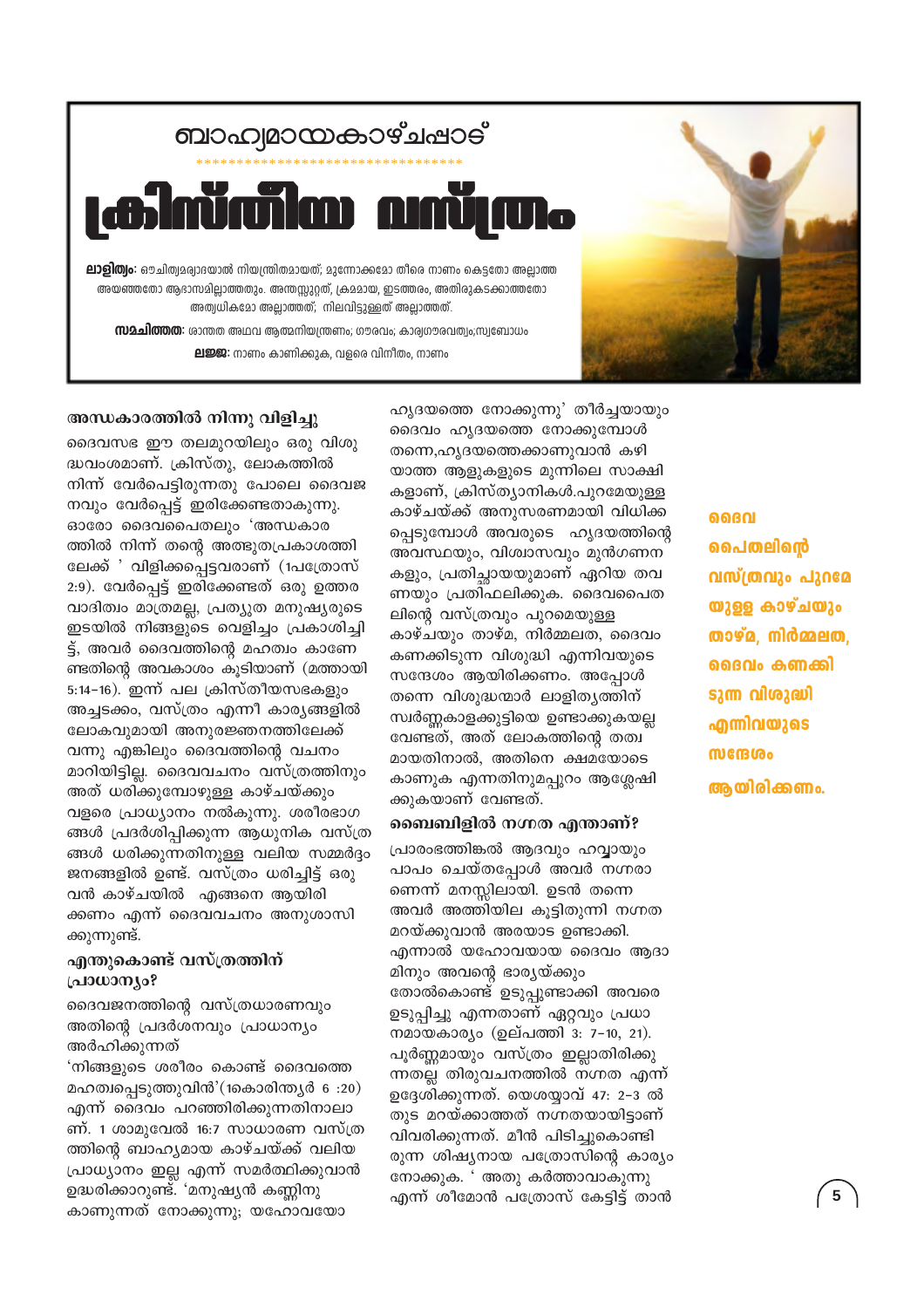ബാഹ്യമായകാഴ്ചപ്പാട്

# ക്രിസ്തീയ വസ്ത്രം

**ലാളിത്യം**: ഔചിത്യമര്യാദയാൽ നിയന്ത്രിതമായത്; മുന്നോക്കമോ തീരെ നാണം കെട്ടതോ അല്ലാത്ത അയഞ്ഞതോ ആഭാസമില്ലാത്തതും. അന്തസ്സുറ്റത്, ക്രമമായ, ഇടത്തരം, അതിരുകടക്കാത്തതോ അത്യധികമോ അല്ലാത്തത്; നിലവിട്ടുള്ളത് അല്ലാത്തത്.

**സമചിത്തത**: ശാന്തത അഥവ ആത്മനിയന്ത്രണം; ഗൗരവം; കാര്യഗൗരവത്വം;സ്വബോധം

**ലജ്ജ**: നാണം കാണിക്കുക, വളരെ വിനീതം, നാണം

### അന്ധകാരത്തിൽ നിന്നു വിളിച്ചു

ദൈവസഭ ഈ തലമുറയിലും ഒരു വിശുദ്ധവംശമാണ്. ക്രിസ്തു, ലോകത്തിൽ നിന്ന് വേർപെട്ടിരുന്നതു പോലെ ദൈവജനവും വേർപ്പെട്ട് ഇരിക്കേണ്ടതാകുന്നു. ഓരോ ദൈവപൈതലും 'അന്ധകാരത്തിൽ നിന്ന് തന്റെ അത്ഭുതപ്രകാശത്തിലേക്ക് ' വിളിക്കപ്പെട്ടവരാണ് (1പത്രോസ് 2:9). വേർപ്പെട്ട് ഇരിക്കേണ്ടത് ഒരു ഉത്തരവാദിത്വം മാത്രമല്ല, പ്രത്യുത മനുഷ്യരുടെ ഇടയിൽ നിങ്ങളുടെ വെളിച്ചം പ്രകാശിച്ചിട്ട്, അവർ ദൈവത്തിന്റെ മഹത്വം കാണേണ്ടതിന്റെ അവകാശം കൂടിയാണ് (മത്തായി 5:14-16). ഇന്ന് പല ക്രിസ്തീയസഭകളും അച്ചടക്കം, വസ്ത്രം എന്നീ കാര്യങ്ങളിൽ ലോകവുമായി അനുരഞ്ജനത്തിലേക്ക് വന്നു എങ്കിലും ദൈവത്തിന്റെ വചനം മാറിയിട്ടില്ല. ദൈവവചനം വസ്ത്രത്തിനും അത് ധരിക്കുമ്പോഴുള്ള കാഴ്ചയ്ക്കും വളരെ പ്രാധ്യാനം നൽകുന്നു. ശരീരഭാഗങ്ങൾ പ്രദർശിപ്പിക്കുന്ന ആധുനിക വസ്ത്രങ്ങൾ ധരിക്കുന്നതിനുള്ള വലിയ സമ്മർദ്ദം ജനങ്ങളിൽ ഉണ്ട്. വസ്ത്രം ധരിച്ചിട്ട് ഒരുവൻ കാഴ്ചയിൽ എങ്ങനെ ആയിരിക്കണം എന്ന് ദൈവവചനം അനുശാസിക്കുന്നുണ്ട്.

### എന്തുകൊണ്ട് വസ്ത്രത്തിന് പ്രാധാന്യം?

ദൈവജനത്തിന്റെ വസ്ത്രധാരണവും അതിന്റെ പ്രദർശനവും പ്രാധാന്യം അർഹിക്കുന്നത്

'നിങ്ങളുടെ ശരീരം കൊണ്ട് ദൈവത്തെ മഹത്വപ്പെടുത്തുവിൻ'(1കൊരിന്ത്യർ 6 :20) എന്ന് ദൈവം പറഞ്ഞിരിക്കുന്നതിനാലാണ്. 1 ശാമുവേൽ 16:7 സാധാരണ വസ്ത്രത്തിന്റെ ബാഹ്യമായ കാഴ്ചയ്ക്ക് വലിയ പ്രാധ്യാനം ഇല്ല എന്ന് സമർത്ഥിക്കുവാൻ ഉദ്ധരിക്കാറുണ്ട്. 'മനുഷ്യൻ കണ്ണിനു കാണുന്നത് നോക്കുന്നു; യഹോവയോ ഹൃദയത്തെ നോക്കുന്നു' തീർച്ചയായും ദൈവം ഹൃദയത്തെ നോക്കുമ്പോൾ തന്നെ,ഹൃദയത്തെക്കാണുവാൻ കഴിയാത്ത ആളുകളുടെ മുന്നിലെ സാക്ഷികളാണ്, ക്രിസ്ത്യാനികൾ.പുറമേയുള്ള കാഴ്ചയ്ക്ക് അനുസരണമായി വിധിക്കപ്പെടുമ്പോൾ അവരുടെ ഹൃദയത്തിന്റെ അവസ്ഥയും, വിശ്വാസവും മുൻഗണനകളും, പ്രതിച്ഛായയുമാണ് ഏറിയ തവണയും പ്രതിഫലിക്കുക. ദൈവപൈതലിന്റെ വസ്ത്രവും പുറമെയുള്ള കാഴ്ചയും താഴ്മ, നിർമ്മലത, ദൈവം കണക്കിടുന്ന വിശുദ്ധി എന്നിവയുടെ സന്ദേശം ആയിരിക്കണം. അപ്പോൾ തന്നെ വിശുദ്ധന്മാർ ലാളിത്യത്തിന് സ്വർണ്ണകാളക്കുട്ടിയെ ഉണ്ടാക്കുകയല്ല വേണ്ടത്, അത് ലോകത്തിന്റെ തത്വമായതിനാൽ, അതിനെ ക്ഷമയോടെ കാണുക എന്നതിനുമപ്പുറം ആശ്ലേഷിക്കുകയാണ് വേണ്ടത്.

**ദൈവ പൈതലിന്റെ വസ്ത്രവും പുറമേ യുള്ള കാഴ്ചയും താഴ്മ, നിർമ്മലത, ദൈവം കണക്കിടുന്ന വിശുദ്ധി എന്നിവയുടെ സന്ദേശം ആയിരിക്കണം.**

### ബൈബിളിൽ നഗ്നത എന്താണ്?

പ്രാരംഭത്തിങ്കൽ ആദവും ഹവ്വായും പാപം ചെയ്തപ്പോൾ അവർ നഗ്നരാണെന്ന് മനസ്സിലായി. ഉടൻ തന്നെ അവർ അത്തിയില കൂട്ടിതുന്നി നഗ്നത മറയ്ക്കുവാൻ അരയാട ഉണ്ടാക്കി. എന്നാൽ യഹോവയായ ദൈവം ആദാമിനും അവന്റെ ഭാര്യയ്ക്കും തോൽകൊണ്ട് ഉടുപ്പുണ്ടാക്കി അവരെ ഉടുപ്പിച്ചു എന്നതാണ് ഏറ്റവും പ്രധാനമായകാര്യം (ഉല്പത്തി 3: 7-10, 21). പൂർണ്ണമായും വസ്ത്രം ഇല്ലാതിരിക്കുന്നതല്ല തിരുവചനത്തിൽ നഗ്നത എന്ന് ഉദ്ദേശിക്കുന്നത്. യെശയ്യാവ് 47: 2-3 ൽ തുട മറയ്ക്കാത്തത് നഗ്നതയായിട്ടാണ് വിവരിക്കുന്നത്. മീൻ പിടിച്ചുകൊണ്ടിരുന്ന ശിഷ്യനായ പത്രോസിന്റെ കാര്യം നോക്കുക. ' അതു കർത്താവാകുന്നു എന്ന് ശീമോൻ പത്രോസ് കേട്ടിട്ട് താൻ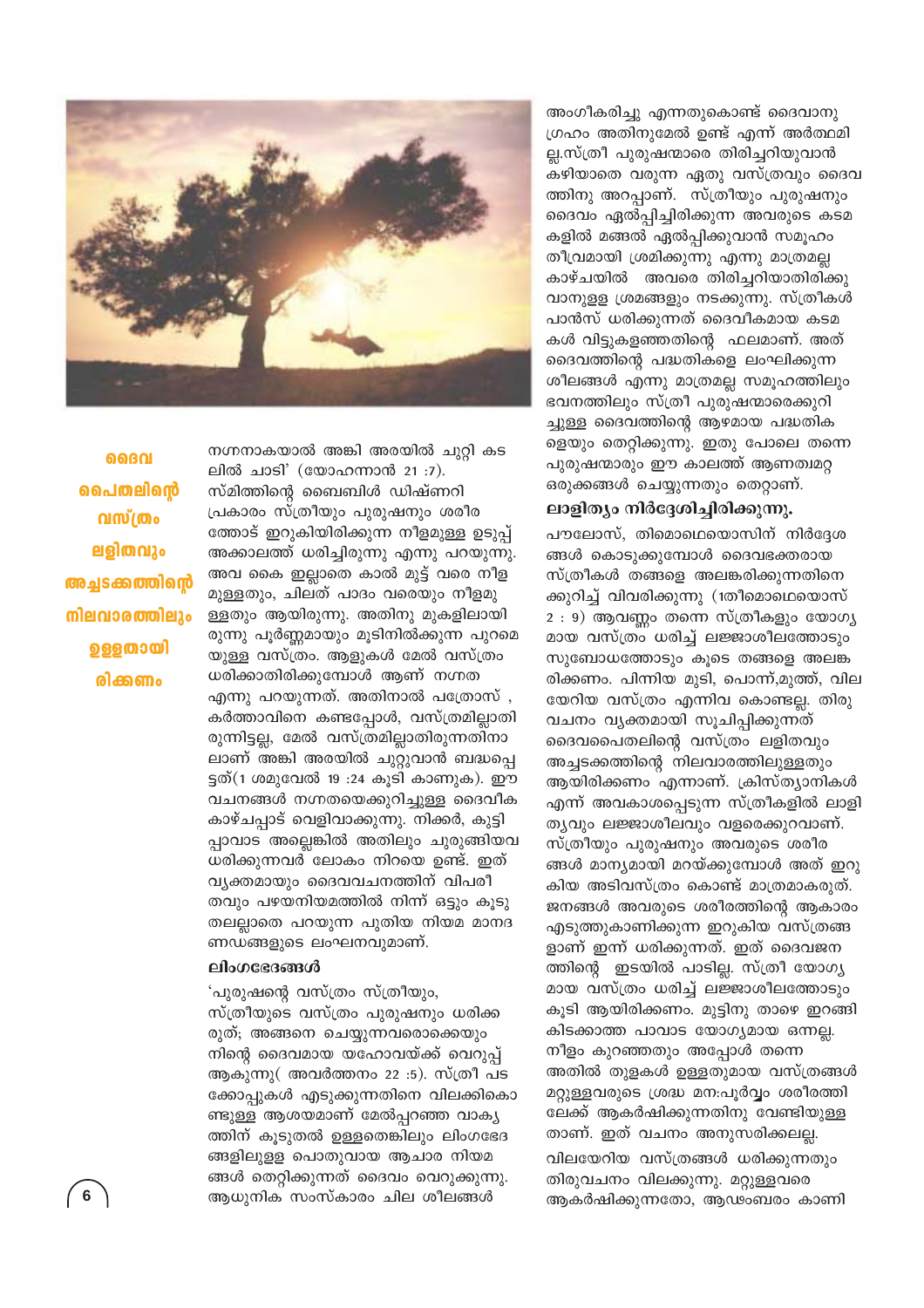**ദൈവ പൈതലിന്റെ വസ്ത്രം ലളിതവും അച്ചടക്കത്തിന്റെ നിലവാരത്തിലും ഉള്ളതായിരിക്കണം**

നഗ്നനാകയാൽ അങ്കി അരയിൽ ചുറ്റി കടലിൽ ചാടി' (യോഹന്നാൻ 21 :7). സ്മിത്തിന്റെ ബൈബിൾ ഡിഷ്ണറി പ്രകാരം സ്ത്രീയും പുരുഷനും ശരീരത്തോട് ഇറുകിയിരിക്കുന്ന നീളമുള്ള ഉടുപ്പ് അക്കാലത്ത് ധരിച്ചിരുന്നു എന്നു പറയുന്നു. അവ കൈ ഇല്ലാതെ കാൽ മുട്ട് വരെ നീളമുള്ളതും, ചിലത് പാദം വരെയും നീളമുള്ളതും ആയിരുന്നു. അതിനു മുകളിലായി രുന്നു പൂർണ്ണമായും മൂടിനിൽക്കുന്ന പുറമെയുള്ള വസ്ത്രം. ആളുകൾ മേൽ വസ്ത്രം ധരിക്കാതിരിക്കുമ്പോൾ ആണ് നഗ്നത എന്നു പറയുന്നത്. അതിനാൽ പത്രോസ് , കർത്താവിനെ കണ്ടപ്പോൾ, വസ്ത്രമില്ലാതിരുന്നിട്ടല്ല, മേൽ വസ്ത്രമില്ലാതിരുന്നതിനാലാണ് അങ്കി അരയിൽ ചുറ്റുവാൻ ബദ്ധപ്പെട്ടത്(1 ശമുവേൽ 19 :24 കൂടി കാണുക). ഈ വചനങ്ങൾ നഗ്നതയെക്കുറിച്ചുള്ള ദൈവീക കാഴ്ചപ്പാട് വെളിവാക്കുന്നു. നിക്കർ, കുട്ടിപ്പാവാട അല്ലെങ്കിൽ അതിലും ചുരുങ്ങിയവ ധരിക്കുന്നവർ ലോകം നിറയെ ഉണ്ട്. ഇത് വ്യക്തമായും ദൈവവചനത്തിന് വിപരീതവും പഴയനിയമത്തിൽ നിന്ന് ഒട്ടും കൂടുതലല്ലാതെ പറയുന്ന പുതിയ നിയമ മാനദണ്ഡങ്ങളുടെ ലംഘനവുമാണ്.

### ലിംഗഭേദങ്ങൾ

'പുരുഷന്റെ വസ്ത്രം സ്ത്രീയും, സ്ത്രീയുടെ വസ്ത്രം പുരുഷനും ധരിക്കരുത്; അങ്ങനെ ചെയ്യുന്നവരൊക്കെയും നിന്റെ ദൈവമായ യഹോവയ്ക്ക് വെറുപ്പ് ആകുന്നു( അവർത്തനം 22 :5). സ്ത്രീ പടക്കോപ്പുകൾ എടുക്കുന്നതിനെ വിലക്കികൊണ്ടുള്ള ആശയമാണ് മേൽപ്പറഞ്ഞ വാക്യത്തിന് കൂടുതൽ ഉള്ളതെങ്കിലും ലിംഗഭേദങ്ങളിലുള്ള പൊതുവായ ആചാര നിയമങ്ങൾ തെറ്റിക്കുന്നത് ദൈവം വെറുക്കുന്നു. ആധുനിക സംസ്കാരം ചില ശീലങ്ങൾ അംഗീകരിച്ചു എന്നതുകൊണ്ട് ദൈവാനുഗ്രഹം അതിനുമേൽ ഉണ്ട് എന്ന് അർത്ഥമില്ല.സ്ത്രീ പുരുഷന്മാരെ തിരിച്ചറിയുവാൻ കഴിയാതെ വരുന്ന ഏതു വസ്ത്രവും ദൈവത്തിനു അറപ്പാണ്. സ്ത്രീയും പുരുഷനും ദൈവം ഏൽപ്പിച്ചിരിക്കുന്ന അവരുടെ കടമകളിൽ മങ്ങൽ ഏൽപ്പിക്കുവാൻ സമൂഹം തീവ്രമായി ശ്രമിക്കുന്നു എന്നു മാത്രമല്ല കാഴ്ചയിൽ അവരെ തിരിച്ചറിയാതിരിക്കുവാനുള്ള ശ്രമങ്ങളും നടക്കുന്നു. സ്ത്രീകൾ പാൻസ് ധരിക്കുന്നത് ദൈവീകമായ കടമകൾ വിട്ടുകളഞ്ഞതിന്റെ ഫലമാണ്. അത് ദൈവത്തിന്റെ പദ്ധതികളെ ലംഘിക്കുന്ന ശീലങ്ങൾ എന്നു മാത്രമല്ല സമൂഹത്തിലും ഭവനത്തിലും സ്ത്രീ പുരുഷന്മാരെക്കുറിച്ചുള്ള ദൈവത്തിന്റെ ആഴമായ പദ്ധതികളെയും തെറ്റിക്കുന്നു. ഇതു പോലെ തന്നെ പുരുഷന്മാരും ഈ കാലത്ത് ആണത്വമറ്റ ഒരുക്കങ്ങൾ ചെയ്യുന്നതും തെറ്റാണ്.

### ലാളിത്യം നിർദ്ദേശിച്ചിരിക്കുന്നു.

പൗലോസ്, തിമൊഥെയൊസിന് നിർദ്ദേശങ്ങൾ കൊടുക്കുമ്പോൾ ദൈവഭക്തരായ സ്ത്രീകൾ തങ്ങളെ അലങ്കരിക്കുന്നതിനെക്കുറിച്ച് വിവരിക്കുന്നു (1തീമൊഥെയൊസ് 2 : 9) ആവണ്ണം തന്നെ സ്ത്രീകളും യോഗ്യമായ വസ്ത്രം ധരിച്ച് ലജ്ജാശീലത്തോടും സുബോധത്തോടും കൂടെ തങ്ങളെ അലങ്കരിക്കണം. പിന്നിയ മുടി, പൊന്ന്,മുത്ത്, വിലയേറിയ വസ്ത്രം എന്നിവ കൊണ്ടല്ല. തിരുവചനം വ്യക്തമായി സൂചിപ്പിക്കുന്നത് ദൈവപൈതലിന്റെ വസ്ത്രം ലളിതവും അച്ചടക്കത്തിന്റെ നിലവാരത്തിലുള്ളതും ആയിരിക്കണം എന്നാണ്. ക്രിസ്ത്യാനികൾ എന്ന് അവകാശപ്പെടുന്ന സ്ത്രീകളിൽ ലാളിത്യവും ലജ്ജാശീലവും വളരെക്കുറവാണ്. സ്ത്രീയും പുരുഷനും അവരുടെ ശരീരങ്ങൾ മാന്യമായി മറയ്ക്കുമ്പോൾ അത് ഇറുകിയ അടിവസ്ത്രം കൊണ്ട് മാത്രമാകരുത്. ജനങ്ങൾ അവരുടെ ശരീരത്തിന്റെ ആകാരം എടുത്തുകാണിക്കുന്ന ഇറുകിയ വസ്ത്രങ്ങളാണ് ഇന്ന് ധരിക്കുന്നത്. ഇത് ദൈവജനത്തിന്റെ ഇടയിൽ പാടില്ല. സ്ത്രീ യോഗ്യമായ വസ്ത്രം ധരിച്ച് ലജ്ജാശീലത്തോടും കൂടി ആയിരിക്കണം. മുട്ടിനു താഴെ ഇറങ്ങി കിടക്കാത്ത പാവാട യോഗ്യമായ ഒന്നല്ല. നീളം കുറഞ്ഞതും അപ്പോൾ തന്നെ അതിൽ തുളകൾ ഉള്ളതുമായ വസ്ത്രങ്ങൾ മറ്റുള്ളവരുടെ ശ്രദ്ധ മന:പൂർവ്വം ശരീരത്തിലേക്ക് ആകർഷിക്കുന്നതിനു വേണ്ടിയുള്ളതാണ്. ഇത് വചനം അനുസരിക്കലല്ല.

വിലയേറിയ വസ്ത്രങ്ങൾ ധരിക്കുന്നതും തിരുവചനം വിലക്കുന്നു. മറ്റുള്ളവരെ ആകർഷിക്കുന്നതോ, ആഡംബരം കാണി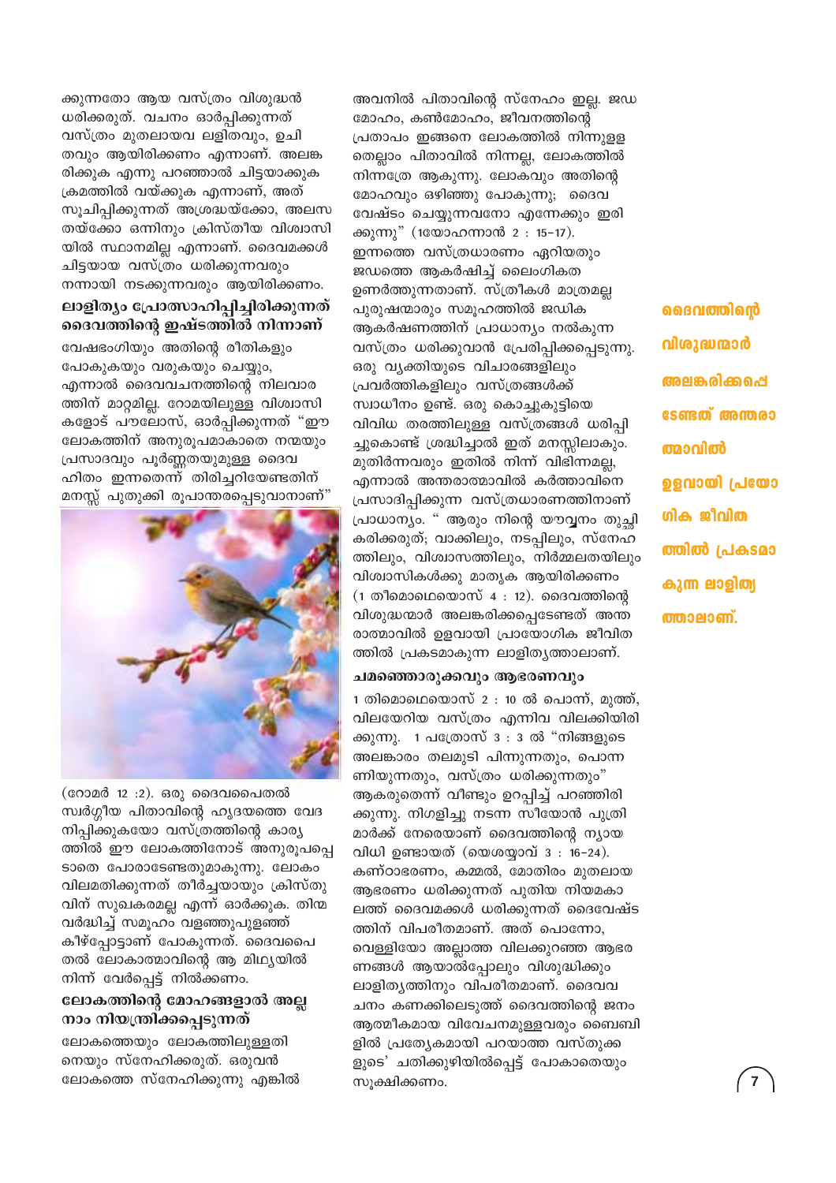ക്കുന്നതോ ആയ വസ്ത്രം വിശുദ്ധൻ ധരിക്കരുത്. വചനം ഓർപ്പിക്കുന്നത് വസ്ത്രം മുതലായവ ലളിതവും, ഉചിതവും ആയിരിക്കണം എന്നാണ്. അലങ്കരിക്കുക എന്നു പറഞ്ഞാൽ ചിട്ടയാക്കുക ക്രമത്തിൽ വയ്ക്കുക എന്നാണ്, അത് സൂചിപ്പിക്കുന്നത് അശ്രദ്ധയ്ക്കോ, അലസതയ്ക്കോ ഒന്നിനും ക്രിസ്തീയ വിശ്വാസിയിൽ സ്ഥാനമില്ല എന്നാണ്. ദൈവമക്കൾ ചിട്ടയായ വസ്ത്രം ധരിക്കുന്നവരും നന്നായി നടക്കുന്നവരും ആയിരിക്കണം.

### ലാളിത്യം പ്രോത്സാഹിപ്പിച്ചിരിക്കുന്നത് ദൈവത്തിന്റെ ഇഷ്ടത്തിൽ നിന്നാണ്

വേഷഭംഗിയും അതിന്റെ രീതികളും പോകുകയും വരുകയും ചെയ്യും, എന്നാൽ ദൈവവചനത്തിന്റെ നിലവാരത്തിന് മാറ്റമില്ല. റോമയിലുള്ള വിശ്വാസികളോട് പൗലോസ്, ഓർപ്പിക്കുന്നത് "ഈ ലോകത്തിന് അനുരൂപമാകാതെ നന്മയും പ്രസാദവും പൂർണ്ണതയുമുള്ള ദൈവഹിതം ഇന്നതെന്ന് തിരിച്ചറിയേണ്ടതിന് മനസ്സ് പുതുക്കി രൂപാന്തരപ്പെടുവാനാണ്" (റോമർ 12 :2). ഒരു ദൈവപൈതൽ സ്വർഗ്ഗീയ പിതാവിന്റെ ഹൃദയത്തെ വേദനിപ്പിക്കുകയോ വസ്ത്രത്തിന്റെ കാര്യത്തിൽ ഈ ലോകത്തിനോട് അനുരൂപപ്പെടാതെ പോരാടേണ്ടതുമാകുന്നു. ലോകം വിലമതിക്കുന്നത് തീർച്ചയായും ക്രിസ്തുവിന് സുഖകരമല്ല എന്ന് ഓർക്കുക. തിന്മ വർദ്ധിച്ച് സമൂഹം വളഞ്ഞുപുളഞ്ഞ് കീഴ്പ്പോട്ടാണ് പോകുന്നത്. ദൈവപൈതൽ ലോകാത്മാവിന്റെ ആ മിഥ്യയിൽ നിന്ന് വേർപ്പെട്ട് നിൽക്കണം.

### ലോകത്തിന്റെ മോഹങ്ങളാൽ അല്ല നാം നിയന്ത്രിക്കപ്പെടുന്നത്

ലോകത്തെയും ലോകത്തിലുള്ളതിനെയും സ്നേഹിക്കരുത്. ഒരുവൻ ലോകത്തെ സ്നേഹിക്കുന്നു എങ്കിൽ അവനിൽ പിതാവിന്റെ സ്നേഹം ഇല്ല. ജഡമോഹം, കൺമോഹം, ജീവനത്തിന്റെ പ്രതാപം ഇങ്ങനെ ലോകത്തിൽ നിന്നുള്ളതെല്ലാം പിതാവിൽ നിന്നല്ല, ലോകത്തിൽ നിന്നത്രേ ആകുന്നു. ലോകവും അതിന്റെ മോഹവും ഒഴിഞ്ഞു പോകുന്നു; ദൈവവേഷ്ടം ചെയ്യുന്നവനോ എന്നേക്കും ഇരിക്കുന്നു" (1യോഹന്നാൻ 2 : 15-17). ഇന്നത്തെ വസ്ത്രധാരണം ഏറിയതും ജഡത്തെ ആകർഷിച്ച് ലൈംഗികത ഉണർത്തുന്നതാണ്. സ്ത്രീകൾ മാത്രമല്ല പുരുഷന്മാരും സമൂഹത്തിൽ ജഡിക ആകർഷണത്തിന് പ്രാധാന്യം നൽകുന്ന വസ്ത്രം ധരിക്കുവാൻ പ്രേരിപ്പിക്കപ്പെടുന്നു. ഒരു വ്യക്തിയുടെ വിചാരങ്ങളിലും പ്രവർത്തികളിലും വസ്ത്രങ്ങൾക്ക് സ്വാധീനം ഉണ്ട്. ഒരു കൊച്ചുകുട്ടിയെ വിവിധ തരത്തിലുള്ള വസ്ത്രങ്ങൾ ധരിപ്പിച്ചുകൊണ്ട് ശ്രദ്ധിച്ചാൽ ഇത് മനസ്സിലാകും. മുതിർന്നവരും ഇതിൽ നിന്ന് വിഭിന്നമല്ല, എന്നാൽ അന്തരാത്മാവിൽ കർത്താവിനെ പ്രസാദിപ്പിക്കുന്ന വസ്ത്രധാരണത്തിനാണ് പ്രാധാന്യം. " ആരും നിന്റെ യൗവ്വനം തുച്ഛീകരിക്കരുത്; വാക്കിലും, നടപ്പിലും, സ്നേഹത്തിലും, വിശ്വാസത്തിലും, നിർമ്മലതയിലും വിശ്വാസികൾക്കു മാതൃക ആയിരിക്കണം (1 തിമൊഥെയൊസ് 4 : 12). ദൈവത്തിന്റെ വിശുദ്ധന്മാർ അലങ്കരിക്കപ്പെടേണ്ടത് അന്തരാത്മാവിൽ ഉളവായി പ്രായോഗിക ജീവിതത്തിൽ പ്രകടമാകുന്ന ലാളിത്യത്താലാണ്.

**ദൈവത്തിന്റെ വിശുദ്ധന്മാർ അലങ്കരിക്കപ്പെടേണ്ടത് അന്തരാത്മാവിൽ ഉളവായി പ്രായോഗിക ജീവിതത്തിൽ പ്രകടമാകുന്ന ലാളിത്യത്താലാണ്.**

### ചമഞ്ഞൊരുക്കവും ആഭരണവും

1 തിമൊഥെയൊസ് 2 : 10 ൽ പൊന്ന്, മുത്ത്, വിലയേറിയ വസ്ത്രം എന്നിവ വിലക്കിയിരിക്കുന്നു. 1 പത്രോസ് 3 : 3 ൽ "നിങ്ങളുടെ അലങ്കാരം തലമുടി പിന്നുന്നതും, പൊന്നണിയുന്നതും, വസ്ത്രം ധരിക്കുന്നതും" ആകരുതെന്ന് വീണ്ടും ഉറപ്പിച്ച് പറഞ്ഞിരിക്കുന്നു. നിഗളിച്ചു നടന്ന സീയോൻ പുത്രിമാർക്ക് നേരെയാണ് ദൈവത്തിന്റെ ന്യായവിധി ഉണ്ടായത് (യെശയ്യാവ് 3 : 16-24). കൺഠാഭരണം, കമ്മൽ, മോതിരം മുതലായ ആഭരണം ധരിക്കുന്നത് പുതിയ നിയമകാലത്ത് ദൈവമക്കൾ ധരിക്കുന്നത് ദൈവേഷ്ടത്തിന് വിപരീതമാണ്. അത് പൊന്നോ, വെള്ളിയോ അല്ലാത്ത വിലക്കുറഞ്ഞ ആഭരണങ്ങൾ ആയാൽപ്പോലും വിശുദ്ധിക്കും ലാളിത്യത്തിനും വിപരീതമാണ്. ദൈവവചനം കണക്കിലെടുത്ത് ദൈവത്തിന്റെ ജനം ആത്മീകമായ വിവേചനമുള്ളവരും ബൈബിളിൽ പ്രത്യേകമായി പറയാത്ത വസ്തുക്കളുടെ' ചതിക്കുഴിയിൽപ്പെട്ട് പോകാതെയും സൂക്ഷിക്കണം.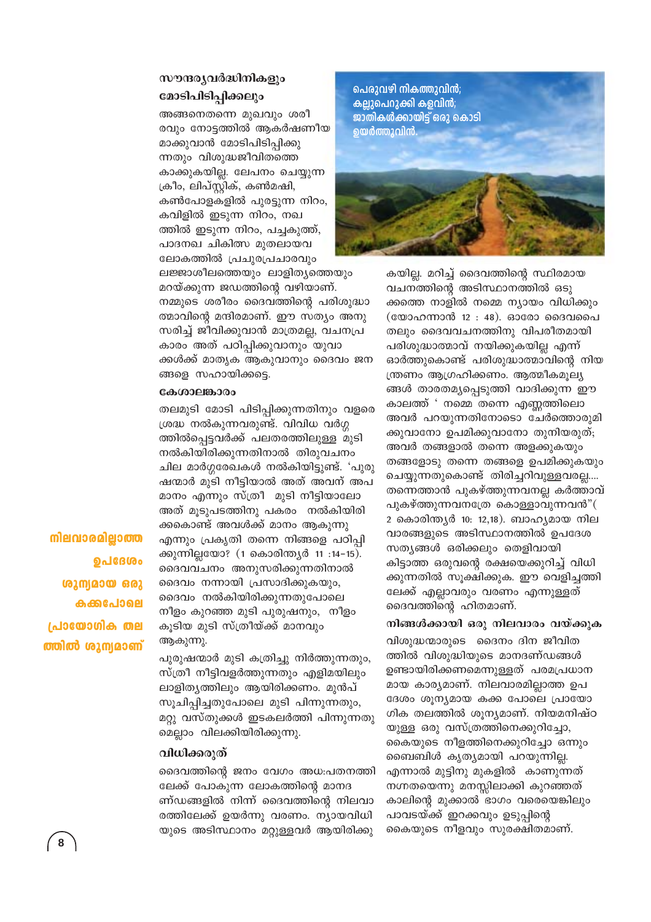### സൗന്ദര്യവർദ്ധിനികളും മോടിപിടിപ്പിക്കലും

അങ്ങനെതന്നെ മുഖവും ശരീരവും നോട്ടത്തിൽ ആകർഷണീയമാക്കുവാൻ മോടിപിടിപ്പിക്കുന്നതും വിശുദ്ധജീവിതത്തെ കാക്കുകയില്ല. ലേപനം ചെയ്യുന്ന ക്രീം, ലിപ്സ്റ്റിക്, കൺമഷി, കൺപോളകളിൽ പുരട്ടുന്ന നിറം, കവിളിൽ ഇടുന്ന നിറം, നഖത്തിൽ ഇടുന്ന നിറം, പച്ചകുത്ത്, പാദനഖ ചികിത്സ മുതലായവ ലോകത്തിൽ പ്രചുരപ്രചാരവും ലജ്ജാശീലത്തെയും ലാളിത്യത്തെയും മറയ്ക്കുന്ന ജഡത്തിന്റെ വഴിയാണ്. നമ്മുടെ ശരീരം ദൈവത്തിന്റെ പരിശുദ്ധാത്മാവിന്റെ മന്ദിരമാണ്. ഈ സത്യം അനുസരിച്ച് ജീവിക്കുവാൻ മാത്രമല്ല, വചനപ്രകാരം അത് പഠിപ്പിക്കുവാനും യുവാക്കൾക്ക് മാതൃക ആകുവാനും ദൈവം ജനങ്ങളെ സഹായിക്കട്ടെ.

### കേശാലങ്കാരം

തലമുടി മോടി പിടിപ്പിക്കുന്നതിനും വളരെ ശ്രദ്ധ നൽകുന്നവരുണ്ട്. വിവിധ വർഗ്ഗത്തിൽപ്പെട്ടവർക്ക് പലതരത്തിലുള്ള മുടി നൽകിയിരിക്കുന്നതിനാൽ തിരുവചനം ചില മാർഗ്ഗരേഖകൾ നൽകിയിട്ടുണ്ട്. 'പുരുഷന്മാർ മുടി നീട്ടിയാൽ അത് അവന് അപമാനം എന്നും സ്ത്രീ മുടി നീട്ടിയാലോ അത് മൂടുപടത്തിനു പകരം നൽകിയിരിക്കകൊണ്ട് അവൾക്ക് മാനം ആകുന്നു എന്നും പ്രകൃതി തന്നെ നിങ്ങളെ പഠിപ്പിക്കുന്നില്ലയോ? (1 കൊരിന്ത്യർ 11 :14-15). ദൈവവചനം അനുസരിക്കുന്നതിനാൽ ദൈവം നന്നായി പ്രസാദിക്കുകയും, ദൈവം നൽകിയിരിക്കുന്നതുപോലെ നീളം കുറഞ്ഞ മുടി പുരുഷനും, നീളം കൂടിയ മുടി സ്ത്രീയ്ക്ക് മാനവും ആകുന്നു.

പുരുഷന്മാർ മുടി കത്രിച്ചു നിർത്തുന്നതും, സ്ത്രീ നീട്ടിവളർത്തുന്നതും എളിമയിലും ലാളിത്യത്തിലും ആയിരിക്കണം. മുൻപ് സൂചിപ്പിച്ചതുപോലെ മുടി പിന്നുന്നതും, മറ്റു വസ്തുക്കൾ ഇടകലർത്തി പിന്നുന്നതുമെല്ലാം വിലക്കിയിരിക്കുന്നു.

**നിലവാരമില്ലാത്ത ഉപദേശം ശൂന്യമായ ഒരു കക്കപോലെ പ്രായോഗിക തലത്തിൽ ശൂന്യമാണ്**

### വിധിക്കരുത്

ദൈവത്തിന്റെ ജനം വേഗം അധഃപതനത്തിലേക്ക് പോകുന്ന ലോകത്തിന്റെ മാനദണ്ഡങ്ങളിൽ നിന്ന് ദൈവത്തിന്റെ നിലവാരത്തിലേക്ക് ഉയർന്നു വരണം. ന്യായവിധിയുടെ അടിസ്ഥാനം മറ്റുള്ളവർ ആയിരിക്കുകയില്ല. മറിച്ച് ദൈവത്തിന്റെ സ്ഥിരമായ വചനത്തിന്റെ അടിസ്ഥാനത്തിൽ ഒടുക്കത്തെ നാളിൽ നമ്മെ ന്യായം വിധിക്കും (യോഹന്നാൻ 12 : 48). ഓരോ ദൈവപൈതലും ദൈവവചനത്തിനു വിപരീതമായി പരിശുദ്ധാത്മാവ് നയിക്കുകയില്ല എന്ന് ഓർത്തുകൊണ്ട് പരിശുദ്ധാത്മാവിന്റെ നിയന്ത്രണം ആഗ്രഹിക്കണം. ആത്മീകമൂല്യങ്ങൾ താരതമ്യപ്പെടുത്തി വാദിക്കുന്ന ഈ കാലത്ത് ' നമ്മെ തന്നെ എണ്ണത്തിലൊ അവർ പറയുന്നതിനോടൊ ചേർത്തൊരുമിക്കുവാനോ ഉപമിക്കുവാനോ തുനിയരുത്; അവർ തങ്ങളാൽ തന്നെ അളക്കുകയും തങ്ങളോടു തന്നെ തങ്ങളെ ഉപമിക്കുകയും ചെയ്യുന്നതുകൊണ്ട് തിരിച്ചറിവുള്ളവരല്ല.... തന്നെത്താൻ പുകഴ്ത്തുന്നവനല്ല കർത്താവ് പുകഴ്ത്തുന്നവനത്രേ കൊള്ളാവുന്നവൻ"( 2 കൊരിന്ത്യർ 10: 12,18). ബാഹ്യമായ നിലവാരങ്ങളുടെ അടിസ്ഥാനത്തിൽ ഉപദേശസത്യങ്ങൾ ഒരിക്കലും തെളിവായി കിട്ടാത്ത ഒരുവന്റെ രക്ഷയെക്കുറിച്ച് വിധിക്കുന്നതിൽ സൂക്ഷിക്കുക. ഈ വെളിച്ചത്തിലേക്ക് എല്ലാവരും വരണം എന്നുള്ളത് ദൈവത്തിന്റെ ഹിതമാണ്.

പെരുവഴി നികത്തുവിൻ;
കല്ലുപെറുക്കി കളവിൻ;
ജാതികൾക്കായിട്ട് ഒരു കൊടി ഉയർത്തുവിൻ.

### നിങ്ങൾക്കായി ഒരു നിലവാരം വയ്ക്കുക

വിശുദ്ധന്മാരുടെ ദൈനം ദിന ജീവിതത്തിൽ വിശുദ്ധിയുടെ മാനദണ്ഡങ്ങൾ ഉണ്ടായിരിക്കണമെന്നുള്ളത് പരമപ്രധാനമായ കാര്യമാണ്. നിലവാരമില്ലാത്ത ഉപദേശം ശൂന്യമായ കക്ക പോലെ പ്രായോഗിക തലത്തിൽ ശൂന്യമാണ്. നിയമനിഷ്ഠയുള്ള ഒരു വസ്ത്രത്തിനെക്കുറിച്ചോ, കൈയുടെ നീളത്തിനെക്കുറിച്ചോ ഒന്നും ബൈബിൾ കൃത്യമായി പറയുന്നില്ല. എന്നാൽ മുട്ടിനു മുകളിൽ കാണുന്നത് നഗ്നതയെന്നു മനസ്സിലാക്കി കുറഞ്ഞത് കാലിന്റെ മുക്കാൽ ഭാഗം വരെയെങ്കിലും പാവടയ്ക്ക് ഇറക്കവും ഉടുപ്പിന്റെ കൈയുടെ നീളവും സുരക്ഷിതമാണ്.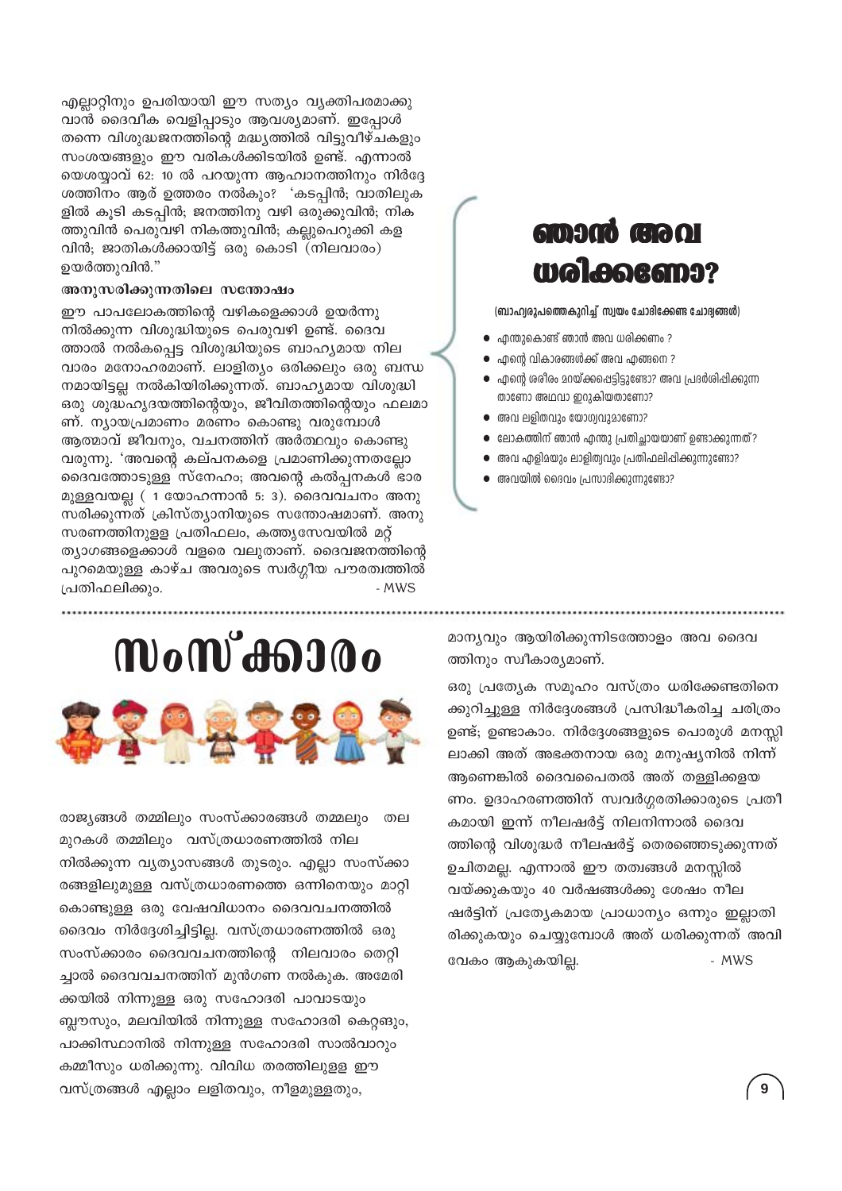എല്ലാറ്റിനും ഉപരിയായി ഈ സത്യം വ്യക്തിപരമാക്കുവാൻ ദൈവീക വെളിപ്പാടും ആവശ്യമാണ്. ഇപ്പോൾ തന്നെ വിശുദ്ധജനത്തിന്റെ മദ്ധ്യത്തിൽ വിട്ടുവീഴ്ചകളും സംശയങ്ങളും ഈ വരികൾക്കിടയിൽ ഉണ്ട്. എന്നാൽ യെശയ്യാവ് 62: 10 ൽ പറയുന്ന ആഹ്വാനത്തിനും നിർദ്ദേശത്തിനും ആര് ഉത്തരം നൽകും? 'കടപ്പിൻ; വാതിലുകളിൽ കൂടി കടപ്പിൻ; ജനത്തിനു വഴി ഒരുക്കുവിൻ; നികത്തുവിൻ പെരുവഴി നികത്തുവിൻ; കല്ലുപെറുക്കി കളവിൻ; ജാതികൾക്കായിട്ട് ഒരു കൊടി (നിലവാരം) ഉയർത്തുവിൻ."

### അനുസരിക്കുന്നതിലെ സന്തോഷം

ഈ പാപലോകത്തിന്റെ വഴികളെക്കാൾ ഉയർന്നു നിൽക്കുന്ന വിശുദ്ധിയുടെ പെരുവഴി ഉണ്ട്. ദൈവത്താൽ നൽകപ്പെട്ട വിശുദ്ധിയുടെ ബാഹ്യമായ നിലവാരം മനോഹരമാണ്. ലാളിത്യം ഒരിക്കലും ഒരു ബന്ധനമായിട്ടല്ല നൽകിയിരിക്കുന്നത്. ബാഹ്യമായ വിശുദ്ധി ഒരു ശുദ്ധഹൃദയത്തിന്റെയും, ജീവിതത്തിന്റെയും ഫലമാണ്. ന്യായപ്രമാണം മരണം കൊണ്ടു വരുമ്പോൾ ആത്മാവ് ജീവനും, വചനത്തിന് അർത്ഥവും കൊണ്ടു വരുന്നു. 'അവന്റെ കല്പനകളെ പ്രമാണിക്കുന്നതല്ലോ ദൈവത്തോടുള്ള സ്നേഹം; അവന്റെ കൽപ്പനകൾ ഭാരമുള്ളവയല്ല ( 1 യോഹന്നാൻ 5: 3). ദൈവവചനം അനുസരിക്കുന്നത് ക്രിസ്ത്യാനിയുടെ സന്തോഷമാണ്. അനുസരണത്തിനുള്ള പ്രതിഫലം, കർത്തൃസേവയിൽ മറ്റ് ത്യാഗങ്ങളെക്കാൾ വളരെ വലുതാണ്. ദൈവജനത്തിന്റെ പുറമെയുള്ള കാഴ്ച അവരുടെ സ്വർഗ്ഗീയ പൗരത്വത്തിൽ പ്രതിഫലിക്കും.

- MWS

## ഞാൻ അവ ധരിക്കണോ?

(ബാഹ്യരൂപത്തെക്കുറിച്ച് സ്വയം ചോദിക്കേണ്ട ചോദ്യങ്ങൾ)

- എന്തുകൊണ്ട് ഞാൻ അവ ധരിക്കണം ?
- എന്റെ വികാരങ്ങൾക്ക് അവ എങ്ങനെ ?
- എന്റെ ശരീരം മറയ്ക്കപ്പെട്ടിട്ടുണ്ടോ? അവ പ്രദർശിപ്പിക്കുന്നതാണോ അഥവാ ഇറുകിയതാണോ?
- അവ ലളിതവും യോഗ്യവുമാണോ?
- ലോകത്തിന് ഞാൻ എന്തു പ്രതിച്ഛായയാണ് ഉണ്ടാക്കുന്നത്?
- അവ എളിമയും ലാളിത്യവും പ്രതിഫലിപ്പിക്കുന്നുണ്ടോ?
- അവയിൽ ദൈവം പ്രസാദിക്കുന്നുണ്ടോ?

---

# സംസ്ക്കാരം

രാജ്യങ്ങൾ തമ്മിലും സംസ്ക്കാരങ്ങൾ തമ്മലും തലമുറകൾ തമ്മിലും വസ്ത്രധാരണത്തിൽ നിലനിൽക്കുന്ന വ്യത്യാസങ്ങൾ തുടരും. എല്ലാ സംസ്ക്കാരങ്ങളിലുമുള്ള വസ്ത്രധാരണത്തെ ഒന്നിനെയും മാറ്റി കൊണ്ടുള്ള ഒരു വേഷവിധാനം ദൈവവചനത്തിൽ ദൈവം നിർദ്ദേശിച്ചിട്ടില്ല. വസ്ത്രധാരണത്തിൽ ഒരു സംസ്ക്കാരം ദൈവവചനത്തിന്റെ നിലവാരം തെറ്റിച്ചാൽ ദൈവവചനത്തിന് മുൻഗണ നൽകുക. അമേരിക്കയിൽ നിന്നുള്ള ഒരു സഹോദരി പാവാടയും ബ്ലൗസും, മലവിയിൽ നിന്നുള്ള സഹോദരി കെറ്റങ്ങും, പാക്കിസ്ഥാനിൽ നിന്നുള്ള സഹോദരി സാൽവാറും കമ്മീസും ധരിക്കുന്നു. വിവിധ തരത്തിലുള്ള ഈ വസ്ത്രങ്ങൾ എല്ലാം ലളിതവും, നീളമുള്ളതും, മാന്യവും ആയിരിക്കുന്നിടത്തോളം അവ ദൈവത്തിനും സ്വീകാര്യമാണ്.

ഒരു പ്രത്യേക സമൂഹം വസ്ത്രം ധരിക്കേണ്ടതിനെക്കുറിച്ചുള്ള നിർദ്ദേശങ്ങൾ പ്രസിദ്ധീകരിച്ച ചരിത്രം ഉണ്ട്; ഉണ്ടാകാം. നിർദ്ദേശങ്ങളുടെ പൊരുൾ മനസ്സിലാക്കി അത് അഭക്തനായ ഒരു മനുഷ്യനിൽ നിന്ന് ആണെങ്കിൽ ദൈവപൈതൽ അത് തള്ളിക്കളയണം. ഉദാഹരണത്തിന് സ്വവർഗ്ഗരതിക്കാരുടെ പ്രതീകമായി ഇന്ന് നീലഷർട്ട് നിലനിന്നാൽ ദൈവത്തിന്റെ വിശുദ്ധർ നീലഷർട്ട് തെരഞ്ഞെടുക്കുന്നത് ഉചിതമല്ല. എന്നാൽ ഈ തത്വങ്ങൾ മനസ്സിൽ വയ്ക്കുകയും 40 വർഷങ്ങൾക്കു ശേഷം നീല ഷർട്ടിന് പ്രത്യേകമായ പ്രാധാന്യം ഒന്നും ഇല്ലാതിരിക്കുകയും ചെയ്യുമ്പോൾ അത് ധരിക്കുന്നത് അവിവേകം ആകുകയില്ല.

- MWS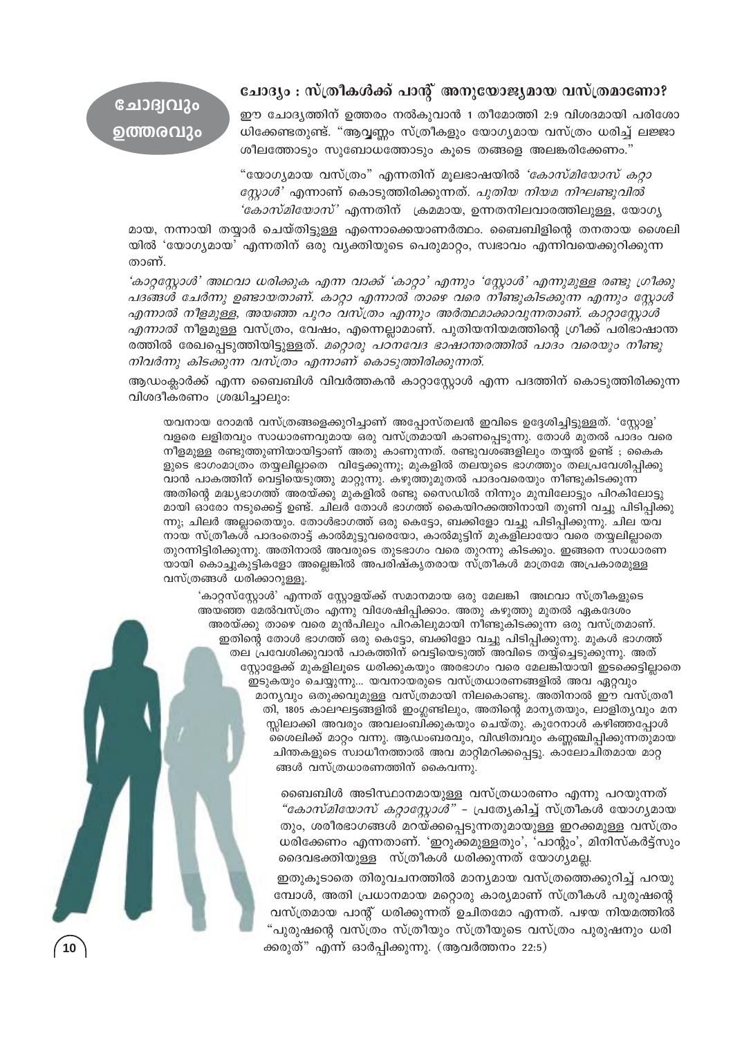## ചോദ്യവും ഉത്തരവും

## ചോദ്യം : സ്ത്രീകൾക്ക് പാന്റ് അനുയോജ്യമായ വസ്ത്രമാണോ?

ഈ ചോദ്യത്തിന് ഉത്തരം നൽകുവാൻ 1 തീമോത്തി 2:9 വിശദമായി പരിശോധിക്കേണ്ടതുണ്ട്. "ആവ്വണ്ണം സ്ത്രീകളും യോഗ്യമായ വസ്ത്രം ധരിച്ച് ലജ്ജാശീലത്തോടും സുബോധത്തോടും കൂടെ തങ്ങളെ അലങ്കരിക്കേണം."

"യോഗ്യമായ വസ്ത്രം" എന്നതിന് മൂലഭാഷയിൽ *'കോസ്മിയോസ് കറ്റാസ്റ്റോൾ'* എന്നാണ് കൊടുത്തിരിക്കുന്നത്. *പുതിയ നിയമ നിഘണ്ടുവിൽ 'കോസ്മിയോസ്'* എന്നതിന് ക്രമമായ, ഉന്നതനിലവാരത്തിലുള്ള, യോഗ്യമായ, നന്നായി തയ്യാർ ചെയ്തിട്ടുള്ള എന്നൊക്കെയാണർത്ഥം. ബൈബിളിന്റെ തനതായ ശൈലിയിൽ 'യോഗ്യമായ' എന്നതിന് ഒരു വ്യക്തിയുടെ പെരുമാറ്റം, സ്വഭാവം എന്നിവയെക്കുറിക്കുന്നതാണ്.

*'കാറ്റസ്റ്റോൾ' അഥവാ ധരിക്കുക എന്ന വാക്ക് 'കാറ്റാ' എന്നും 'സ്റ്റോൾ' എന്നുമുള്ള രണ്ടു ഗ്രീക്കു പദങ്ങൾ ചേർന്നു ഉണ്ടായതാണ്. കാറ്റാ എന്നാൽ താഴെ വരെ നീണ്ടുകിടക്കുന്ന എന്നും സ്റ്റോൾ എന്നാൽ നീളമുള്ള, അയഞ്ഞ പുറം വസ്ത്രം എന്നും അർത്ഥമാക്കാവുന്നതാണ്. കാറ്റാസ്റ്റോൾ എന്നാൽ* നീളമുള്ള വസ്ത്രം, വേഷം, എന്നെല്ലാമാണ്. പുതിയനിയമത്തിന്റെ ഗ്രീക്ക് പരിഭാഷാന്തരത്തിൽ രേഖപ്പെടുത്തിയിട്ടുള്ളത്. *മറ്റൊരു പഠനവേദ ഭാഷാന്തരത്തിൽ പാദം വരെയും നീണ്ടു നിവർന്നു കിടക്കുന്ന വസ്ത്രം എന്നാണ് കൊടുത്തിരിക്കുന്നത്.*

ആഡംക്ലാർക്ക് എന്ന ബൈബിൾ വിവർത്തകൻ കാറ്റാസ്റ്റോൾ എന്ന പദത്തിന് കൊടുത്തിരിക്കുന്ന വിശദീകരണം ശ്രദ്ധിച്ചാലും:

> യവനായ റോമൻ വസ്ത്രങ്ങളെക്കുറിച്ചാണ് അപ്പോസ്തലൻ ഇവിടെ ഉദ്ദേശിച്ചിട്ടുള്ളത്. 'സ്റ്റോള' വളരെ ലളിതവും സാധാരണവുമായ ഒരു വസ്ത്രമായി കാണപ്പെടുന്നു. തോൾ മുതൽ പാദം വരെ നീളമുള്ള രണ്ടുത്തുണിയായിട്ടാണ് അതു കാണുന്നത്. രണ്ടുവശങ്ങളിലും തയ്യൽ ഉണ്ട് ; കൈകളുടെ ഭാഗംമാത്രം തയ്യലില്ലാതെ വിട്ടേക്കുന്നു; മുകളിൽ തലയുടെ ഭാഗത്തും തലപ്രവേശിപ്പിക്കുവാൻ പാകത്തിന് വെട്ടിയെടുത്തു മാറ്റുന്നു. കഴുത്തുമുതൽ പാദംവരെയും നീണ്ടുകിടക്കുന്ന അതിന്റെ മദ്ധ്യഭാഗത്ത് അരയ്ക്കു മുകളിൽ രണ്ടു സൈഡിൽ നിന്നും മുമ്പിലോട്ടും പിറകിലോട്ടുമായി ഓരോ നടുക്കെട്ട് ഉണ്ട്. ചിലർ തോൾ ഭാഗത്ത് കൈയിറക്കത്തിനായി തുണി വച്ചു പിടിപ്പിക്കുന്നു; ചിലർ അല്ലാതെയും. തോൾഭാഗത്ത് ഒരു കെട്ടോ, ബക്കിളോ വച്ചു പിടിപ്പിക്കുന്നു. ചില യവനായ സ്ത്രീകൾ പാദംതൊട്ട് കാൽമുട്ടുവരെയോ, കാൽമുട്ടിന് മുകളിലായോ വരെ തയ്യലില്ലാതെ തുറന്നിട്ടിരിക്കുന്നു. അതിനാൽ അവരുടെ തുടഭാഗം വരെ തുറന്നു കിടക്കും. ഇങ്ങനെ സാധാരണയായി കൊച്ചുകുട്ടികളോ അല്ലെങ്കിൽ അപരിഷ്കൃതരായ സ്ത്രീകൾ മാത്രമേ അപ്രകാരമുള്ള വസ്ത്രങ്ങൾ ധരിക്കാറുള്ളു.
>
> 'കാറ്റസ്സ്റ്റോൾ' എന്നത് സ്റ്റോളയ്ക്ക് സമാനമായ ഒരു മേലങ്കി അഥവാ സ്ത്രീകളുടെ അയഞ്ഞ മേൽവസ്ത്രം എന്നു വിശേഷിപ്പിക്കാം. അതു കഴുത്തു മുതൽ ഏകദേശം അരയ്ക്കു താഴെ വരെ മുൻപിലും പിറകിലുമായി നീണ്ടുകിടക്കുന്ന ഒരു വസ്ത്രമാണ്. ഇതിന്റെ തോൾ ഭാഗത്ത് ഒരു കെട്ടോ, ബക്കിളോ വച്ചു പിടിപ്പിക്കുന്നു. മുകൾ ഭാഗത്ത് തല പ്രവേശിക്കുവാൻ പാകത്തിന് വെട്ടിയെടുത്ത് അവിടെ തയ്ച്ചെടുക്കുന്നു. അത് സ്റ്റോളേക്ക് മുകളിലൂടെ ധരിക്കുകയും അരഭാഗം വരെ മേലങ്കിയായി ഇടക്കെട്ടില്ലാതെ ഇടുകയും ചെയ്യുന്നു... യവനായരുടെ വസ്ത്രധാരണങ്ങളിൽ അവ ഏറ്റവും മാന്യവും ഒതുക്കവുമുള്ള വസ്ത്രമായി നിലകൊണ്ടു. അതിനാൽ ഈ വസ്ത്രരീതി, 1805 കാലഘട്ടങ്ങളിൽ ഇംഗ്ലണ്ടിലും, അതിന്റെ മാന്യതയും, ലാളിത്യവും മനസ്സിലാക്കി അവരും അവലംബിക്കുകയും ചെയ്തു. കുറേനാൾ കഴിഞ്ഞപ്പോൾ ശൈലിക്ക് മാറ്റം വന്നു. ആഡംബരവും, വിഢിത്വവും കണ്ണഞ്ചിപ്പിക്കുന്നതുമായ ചിന്തകളുടെ സ്വാധീനത്താൽ അവ മാറ്റിമറിക്കപ്പെട്ടു. കാലോചിതമായ മാറ്റങ്ങൾ വസ്ത്രധാരണത്തിന് കൈവന്നു.

ബൈബിൾ അടിസ്ഥാനമായുള്ള വസ്ത്രധാരണം എന്നു പറയുന്നത് *"കോസ്മിയോസ് കറ്റാസ്റ്റോൾ"* - പ്രത്യേകിച്ച് സ്ത്രീകൾ യോഗ്യമായതും, ശരീരഭാഗങ്ങൾ മറയ്ക്കപ്പെടുന്നതുമായുള്ള ഇറക്കമുള്ള വസ്ത്രം ധരിക്കേണം എന്നതാണ്. 'ഇറുക്കമുള്ളതും', 'പാന്റും', മിനിസ്കർട്ട്സും ദൈവഭക്തിയുള്ള സ്ത്രീകൾ ധരിക്കുന്നത് യോഗ്യമല്ല.

ഇതുകൂടാതെ തിരുവചനത്തിൽ മാന്യമായ വസ്ത്രത്തെക്കുറിച്ച് പറയുമ്പോൾ, അതി പ്രധാനമായ മറ്റൊരു കാര്യമാണ് സ്ത്രീകൾ പുരുഷന്റെ വസ്ത്രമായ പാന്റ് ധരിക്കുന്നത് ഉചിതമോ എന്നത്. പഴയ നിയമത്തിൽ "പുരുഷന്റെ വസ്ത്രം സ്ത്രീയും സ്ത്രീയുടെ വസ്ത്രം പുരുഷനും ധരിക്കരുത്" എന്ന് ഓർപ്പിക്കുന്നു. (ആവർത്തനം 22:5)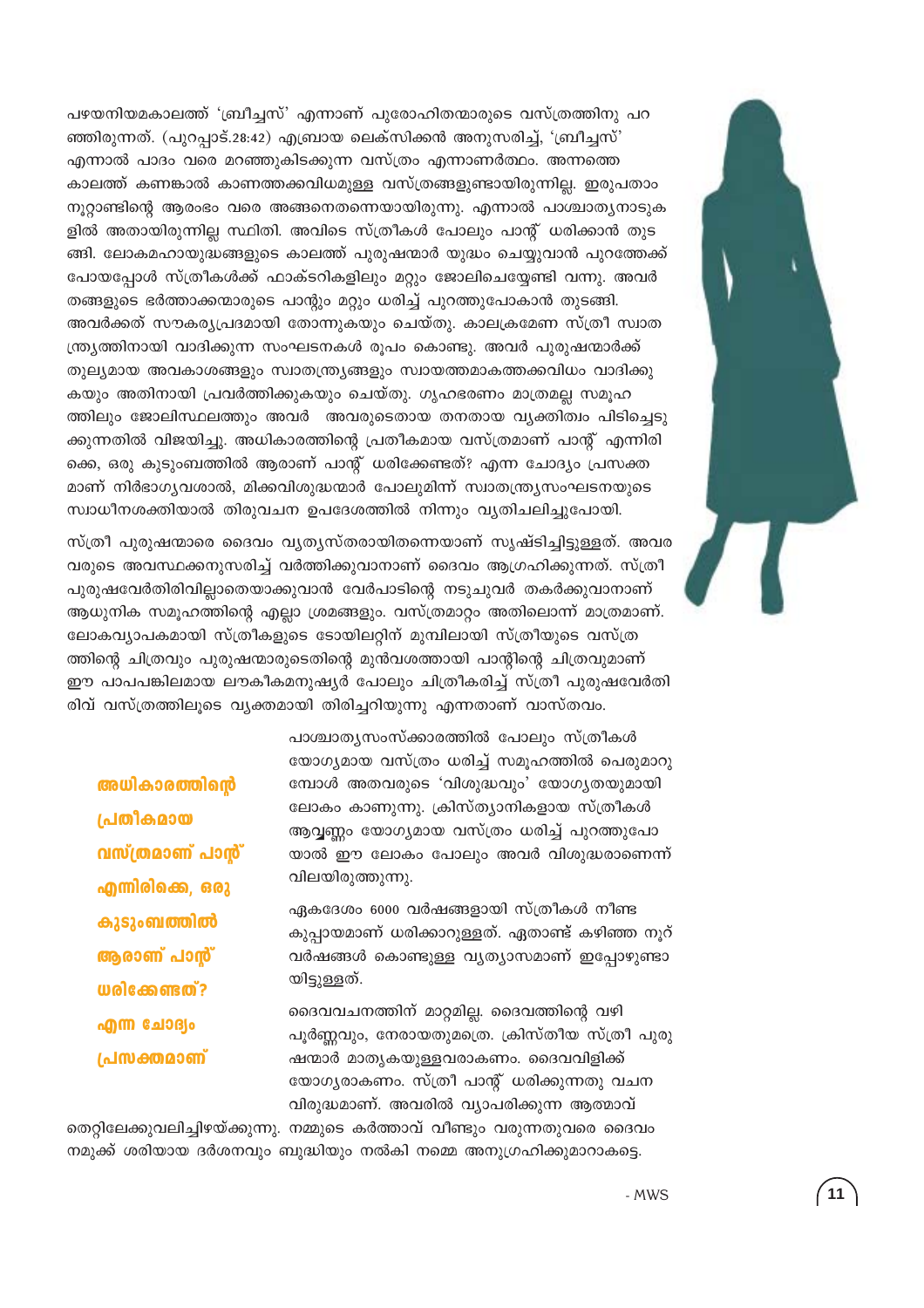പഴയനിയമകാലത്ത് 'ബ്രീച്ചസ്' എന്നാണ് പുരോഹിതന്മാരുടെ വസ്ത്രത്തിനു പറഞ്ഞിരുന്നത്. (പുറപ്പാട്.28:42) എബ്രായ ലെക്സിക്കൻ അനുസരിച്ച്, 'ബ്രീച്ചസ്' എന്നാൽ പാദം വരെ മറഞ്ഞുകിടക്കുന്ന വസ്ത്രം എന്നാണർത്ഥം. അന്നത്തെ കാലത്ത് കണങ്കാൽ കാണത്തക്കവിധമുള്ള വസ്ത്രങ്ങളുണ്ടായിരുന്നില്ല. ഇരുപതാം നൂറ്റാണ്ടിന്റെ ആരംഭം വരെ അങ്ങനെതന്നെയായിരുന്നു. എന്നാൽ പാശ്ചാത്യനാടുകളിൽ അതായിരുന്നില്ല സ്ഥിതി. അവിടെ സ്ത്രീകൾ പോലും പാന്റ് ധരിക്കാൻ തുടങ്ങി. ലോകമഹായുദ്ധങ്ങളുടെ കാലത്ത് പുരുഷന്മാർ യുദ്ധം ചെയ്യുവാൻ പുറത്തേക്ക് പോയപ്പോൾ സ്ത്രീകൾക്ക് ഫാക്ടറികളിലും മറ്റും ജോലിചെയ്യേണ്ടി വന്നു. അവർ തങ്ങളുടെ ഭർത്താക്കന്മാരുടെ പാന്റും മറ്റും ധരിച്ച് പുറത്തുപോകാൻ തുടങ്ങി. അവർക്കത് സൗകര്യപ്രദമായി തോന്നുകയും ചെയ്തു. കാലക്രമേണ സ്ത്രീ സ്വാതന്ത്ര്യത്തിനായി വാദിക്കുന്ന സംഘടനകൾ രൂപം കൊണ്ടു. അവർ പുരുഷന്മാർക്ക് തുല്യമായ അവകാശങ്ങളും സ്വാതന്ത്ര്യങ്ങളും സ്വായത്തമാകത്തക്കവിധം വാദിക്കുകയും അതിനായി പ്രവർത്തിക്കുകയും ചെയ്തു. ഗൃഹഭരണം മാത്രമല്ല സമൂഹത്തിലും ജോലിസ്ഥലത്തും അവർ അവരുടെതായ തനതായ വ്യക്തിത്വം പിടിച്ചെടുക്കുന്നതിൽ വിജയിച്ചു. അധികാരത്തിന്റെ പ്രതീകമായ വസ്ത്രമാണ് പാന്റ് എന്നിരിക്കെ, ഒരു കുടുംബത്തിൽ ആരാണ് പാന്റ് ധരിക്കേണ്ടത്? എന്ന ചോദ്യം പ്രസക്തമാണ് നിർഭാഗ്യവശാൽ, മിക്കവിശുദ്ധന്മാർ പോലുമിന്ന് സ്വാതന്ത്ര്യസംഘടനയുടെ സ്വാധീനശക്തിയാൽ തിരുവചന ഉപദേശത്തിൽ നിന്നും വ്യതിചലിച്ചുപോയി.

സ്ത്രീ പുരുഷന്മാരെ ദൈവം വ്യത്യസ്തരായിതന്നെയാണ് സൃഷ്ടിച്ചിട്ടുള്ളത്. അവരവരുടെ അവസ്ഥക്കനുസരിച്ച് വർത്തിക്കുവാനാണ് ദൈവം ആഗ്രഹിക്കുന്നത്. സ്ത്രീ പുരുഷവേർതിരിവില്ലാതെയാക്കുവാൻ വേർപാടിന്റെ നടുചുവർ തകർക്കുവാനാണ് ആധുനിക സമൂഹത്തിന്റെ എല്ലാ ശ്രമങ്ങളും. വസ്ത്രമാറ്റം അതിലൊന്ന് മാത്രമാണ്. ലോകവ്യാപകമായി സ്ത്രീകളുടെ ടോയിലറ്റിന് മുമ്പിലായി സ്ത്രീയുടെ വസ്ത്രത്തിന്റെ ചിത്രവും പുരുഷന്മാരുടെതിന്റെ മുൻവശത്തായി പാന്റിന്റെ ചിത്രവുമാണ് ഈ പാപപങ്കിലമായ ലൗകീകമനുഷ്യർ പോലും ചിത്രീകരിച്ച് സ്ത്രീ പുരുഷവേർതിരിവ് വസ്ത്രത്തിലൂടെ വ്യക്തമായി തിരിച്ചറിയുന്നു എന്നതാണ് വാസ്തവം.

**അധികാരത്തിന്റെ പ്രതീകമായ വസ്ത്രമാണ് പാന്റ് എന്നിരിക്കെ, ഒരു കുടുംബത്തിൽ ആരാണ് പാന്റ് ധരിക്കേണ്ടത്? എന്ന ചോദ്യം പ്രസക്തമാണ്**

പാശ്ചാത്യസംസ്ക്കാരത്തിൽ പോലും സ്ത്രീകൾ യോഗ്യമായ വസ്ത്രം ധരിച്ച് സമൂഹത്തിൽ പെരുമാറുമ്പോൾ അതവരുടെ 'വിശുദ്ധവും' യോഗ്യതയുമായി ലോകം കാണുന്നു. ക്രിസ്ത്യാനികളായ സ്ത്രീകൾ ആവ്വണ്ണം യോഗ്യമായ വസ്ത്രം ധരിച്ച് പുറത്തുപോയാൽ ഈ ലോകം പോലും അവർ വിശുദ്ധരാണെന്ന് വിലയിരുത്തുന്നു.

ഏകദേശം 6000 വർഷങ്ങളായി സ്ത്രീകൾ നീണ്ട കുപ്പായമാണ് ധരിക്കാറുള്ളത്. ഏതാണ്ട് കഴിഞ്ഞ നൂറ് വർഷങ്ങൾ കൊണ്ടുള്ള വ്യത്യാസമാണ് ഇപ്പോഴുണ്ടായിട്ടുള്ളത്.

ദൈവവചനത്തിന് മാറ്റമില്ല. ദൈവത്തിന്റെ വഴി പൂർണ്ണവും, നേരായതുമത്രെ. ക്രിസ്തീയ സ്ത്രീ പുരുഷന്മാർ മാതൃകയുള്ളവരാകണം. ദൈവവിളിക്ക് യോഗ്യരാകണം. സ്ത്രീ പാന്റ് ധരിക്കുന്നതു വചനവിരുദ്ധമാണ്. അവരിൽ വ്യാപരിക്കുന്ന ആത്മാവ് തെറ്റിലേക്കുവലിച്ചിഴയ്ക്കുന്നു. നമ്മുടെ കർത്താവ് വീണ്ടും വരുന്നതുവരെ ദൈവം നമുക്ക് ശരിയായ ദർശനവും ബുദ്ധിയും നൽകി നമ്മെ അനുഗ്രഹിക്കുമാറാകട്ടെ.

- MWS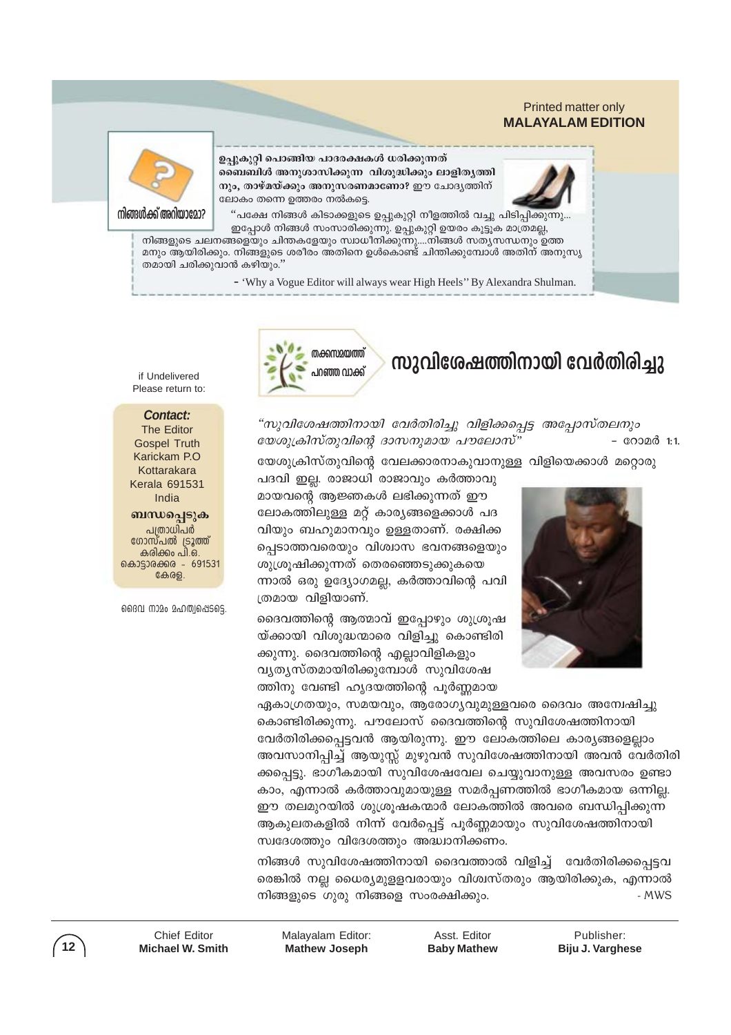Printed matter only
**MALAYALAM EDITION**

## നിങ്ങൾക്ക് അറിയാമോ?

**ഉപ്പുകുറ്റി പൊങ്ങിയ പാദരക്ഷകൾ ധരിക്കുന്നത് ബൈബിൾ അനുശാസിക്കുന്ന വിശുദ്ധിക്കും ലാളിത്യത്തിനും, താഴ്മയ്ക്കും അനുസരണമാണോ?** ഈ ചോദ്യത്തിന് ലോകം തന്നെ ഉത്തരം നൽകട്ടെ.

"പക്ഷേ നിങ്ങൾ കിടാക്കളുടെ ഉപ്പുകുറ്റി നീളത്തിൽ വച്ചു പിടിപ്പിക്കുന്നു... ഇപ്പോൾ നിങ്ങൾ സംസാരിക്കുന്നു. ഉപ്പുകുറ്റി ഉയരം കൂട്ടുക മാത്രമല്ല, നിങ്ങളുടെ ചലനങ്ങളെയും ചിന്തകളേയും സ്വാധീനിക്കുന്നു....നിങ്ങൾ സത്യസന്ധനും ഉത്തമനും ആയിരിക്കും. നിങ്ങളുടെ ശരീരം അതിനെ ഉൾകൊണ്ട് ചിന്തിക്കുമ്പോൾ അതിന് അനുസൃതമായി ചരിക്കുവാൻ കഴിയും."

- 'Why a Vogue Editor will always wear High Heels'' By Alexandra Shulman.

## തക്കസമയത്ത് പറഞ്ഞ വാക്ക്

# സുവിശേഷത്തിനായി വേർതിരിച്ചു

*"സുവിശേഷത്തിനായി വേർതിരിച്ചു വിളിക്കപ്പെട്ട അപ്പോസ്തലനും യേശുക്രിസ്തുവിന്റെ ദാസനുമായ പൗലോസ്"* - റോമർ 1:1.

യേശുക്രിസ്തുവിന്റെ വേലക്കാരനാകുവാനുള്ള വിളിയെക്കാൾ മറ്റൊരു പദവി ഇല്ല. രാജാധി രാജാവും കർത്താവുമായവന്റെ ആജ്ഞകൾ ലഭിക്കുന്നത് ഈ ലോകത്തിലുള്ള മറ്റ് കാര്യങ്ങളെക്കാൾ പദവിയും ബഹുമാനവും ഉള്ളതാണ്. രക്ഷിക്കപ്പെടാത്തവരെയും വിശ്വാസ ഭവനങ്ങളെയും ശുശ്രൂഷിക്കുന്നത് തെരഞ്ഞെടുക്കുകയെന്നാൽ ഒരു ഉദ്യോഗമല്ല, കർത്താവിന്റെ പവിത്രമായ വിളിയാണ്.

ദൈവത്തിന്റെ ആത്മാവ് ഇപ്പോഴും ശുശ്രൂഷയ്ക്കായി വിശുദ്ധന്മാരെ വിളിച്ചു കൊണ്ടിരിക്കുന്നു. ദൈവത്തിന്റെ എല്ലാവിളികളും വ്യത്യസ്തമായിരിക്കുമ്പോൾ സുവിശേഷത്തിനു വേണ്ടി ഹൃദയത്തിന്റെ പൂർണ്ണമായ ഏകാഗ്രതയും, സമയവും, ആരോഗ്യവുമുള്ളവരെ ദൈവം അന്വേഷിച്ചു കൊണ്ടിരിക്കുന്നു. പൗലോസ് ദൈവത്തിന്റെ സുവിശേഷത്തിനായി വേർതിരിക്കപ്പെട്ടവൻ ആയിരുന്നു. ഈ ലോകത്തിലെ കാര്യങ്ങളെല്ലാം അവസാനിപ്പിച്ച് ആയുസ്സ് മുഴുവൻ സുവിശേഷത്തിനായി അവൻ വേർതിരിക്കപ്പെട്ടു. ഭാഗീകമായി സുവിശേഷവേല ചെയ്യുവാനുള്ള അവസരം ഉണ്ടാകാം, എന്നാൽ കർത്താവുമായുള്ള സമർപ്പണത്തിൽ ഭാഗീകമായ ഒന്നില്ല. ഈ തലമുറയിൽ ശുശ്രൂഷകന്മാർ ലോകത്തിൽ അവരെ ബന്ധിപ്പിക്കുന്ന ആകുലതകളിൽ നിന്ന് വേർപ്പെട്ട് പൂർണ്ണമായും സുവിശേഷത്തിനായി സ്വദേശത്തും വിദേശത്തും അദ്ധ്വാനിക്കണം.

നിങ്ങൾ സുവിശേഷത്തിനായി ദൈവത്താൽ വിളിച്ച് വേർതിരിക്കപ്പെട്ടവരെങ്കിൽ നല്ല ധൈര്യമുള്ളവരായും വിശ്വസ്തരും ആയിരിക്കുക, എന്നാൽ നിങ്ങളുടെ ഗുരു നിങ്ങളെ സംരക്ഷിക്കും. - MWS

if Undelivered
Please return to:

***Contact:***
The Editor
Gospel Truth
Karickam P.O
Kottarakara
Kerala 691531
India

**ബന്ധപ്പെടുക**
പത്രാധിപർ
ഗോസ്പൽ ട്രൂത്ത്
കരിക്കം പി.ഒ.
കൊട്ടാരക്കര - 691531
കേരള.

ദൈവ നാമം മഹത്വപ്പെടട്ടെ.

Chief Editor **Michael W. Smith** | Malayalam Editor: **Mathew Joseph** | Asst. Editor **Baby Mathew** | Publisher: **Biju J. Varghese**